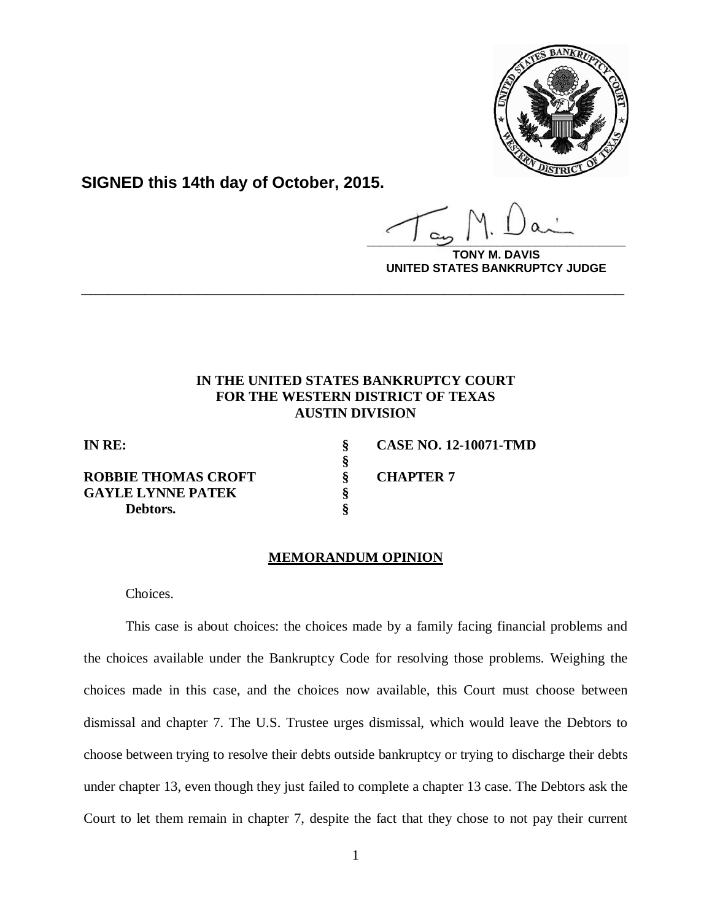**SIGNED this 14th day of October, 2015.**

**TONY M. DAVIS**
**UNITED STATES BANKRUPTCY JUDGE**

---

**IN THE UNITED STATES BANKRUPTCY COURT**
**FOR THE WESTERN DISTRICT OF TEXAS**
**AUSTIN DIVISION**

| | | |
|---|---|---|
| **IN RE:** | **§** | **CASE NO. 12-10071-TMD** |
| | **§** | |
| **ROBBIE THOMAS CROFT** | **§** | **CHAPTER 7** |
| **GAYLE LYNNE PATEK** | **§** | |
| **Debtors.** | **§** | |

## MEMORANDUM OPINION

Choices.

This case is about choices: the choices made by a family facing financial problems and the choices available under the Bankruptcy Code for resolving those problems. Weighing the choices made in this case, and the choices now available, this Court must choose between dismissal and chapter 7. The U.S. Trustee urges dismissal, which would leave the Debtors to choose between trying to resolve their debts outside bankruptcy or trying to discharge their debts under chapter 13, even though they just failed to complete a chapter 13 case. The Debtors ask the Court to let them remain in chapter 7, despite the fact that they chose to not pay their current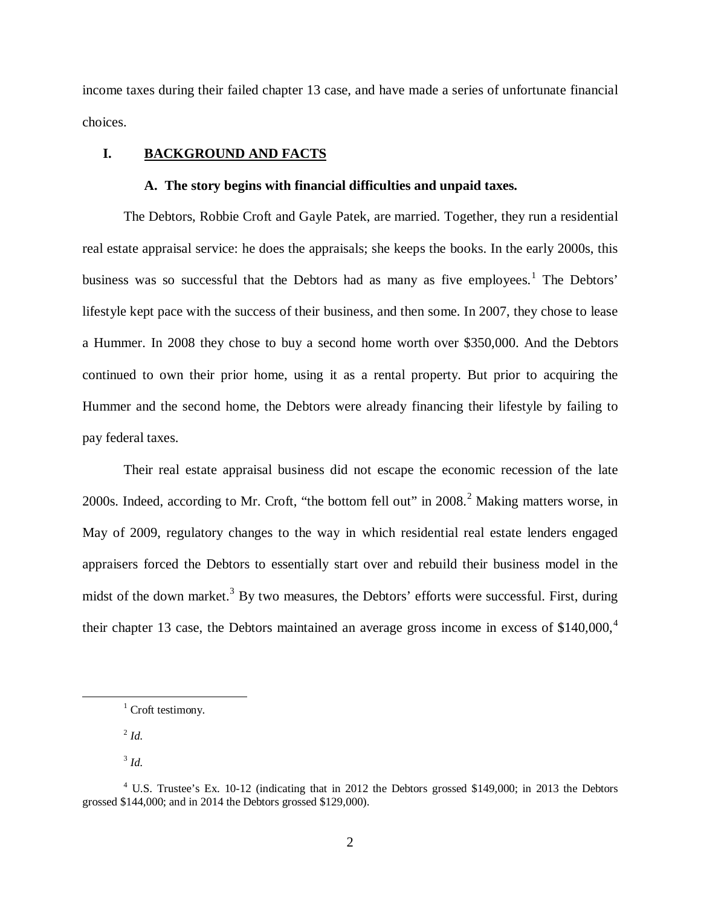income taxes during their failed chapter 13 case, and have made a series of unfortunate financial choices.

## I. BACKGROUND AND FACTS

### A. The story begins with financial difficulties and unpaid taxes.

The Debtors, Robbie Croft and Gayle Patek, are married. Together, they run a residential real estate appraisal service: he does the appraisals; she keeps the books. In the early 2000s, this business was so successful that the Debtors had as many as five employees.[1] The Debtors' lifestyle kept pace with the success of their business, and then some. In 2007, they chose to lease a Hummer. In 2008 they chose to buy a second home worth over $350,000. And the Debtors continued to own their prior home, using it as a rental property. But prior to acquiring the Hummer and the second home, the Debtors were already financing their lifestyle by failing to pay federal taxes.

Their real estate appraisal business did not escape the economic recession of the late 2000s. Indeed, according to Mr. Croft, "the bottom fell out" in 2008.[2] Making matters worse, in May of 2009, regulatory changes to the way in which residential real estate lenders engaged appraisers forced the Debtors to essentially start over and rebuild their business model in the midst of the down market.[3] By two measures, the Debtors' efforts were successful. First, during their chapter 13 case, the Debtors maintained an average gross income in excess of $140,000,[4]

---

[1] Croft testimony.

[2] *Id.*

[3] *Id.*

[4] U.S. Trustee's Ex. 10-12 (indicating that in 2012 the Debtors grossed $149,000; in 2013 the Debtors grossed $144,000; and in 2014 the Debtors grossed $129,000).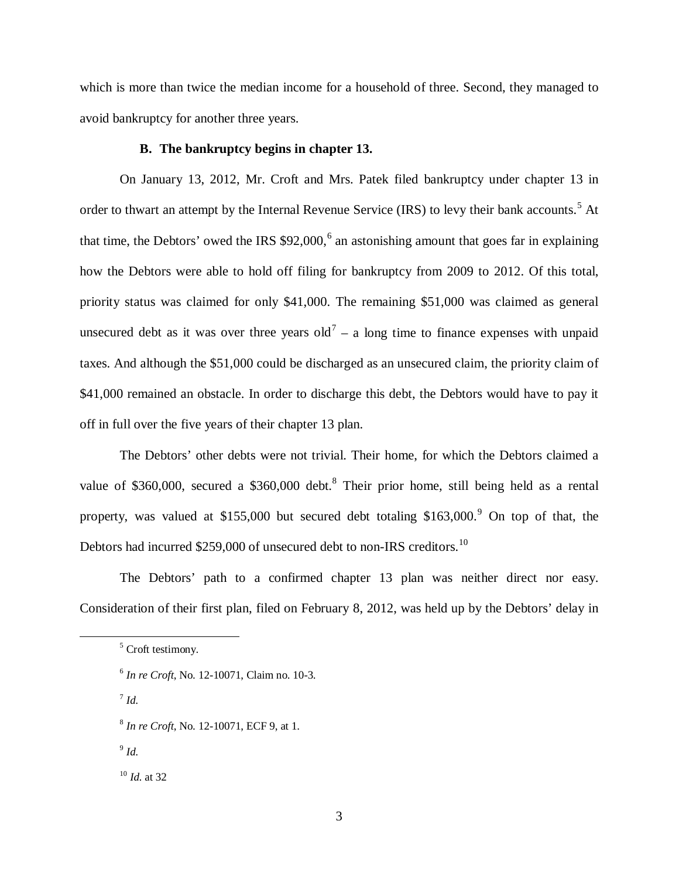which is more than twice the median income for a household of three. Second, they managed to avoid bankruptcy for another three years.

### B. The bankruptcy begins in chapter 13.

On January 13, 2012, Mr. Croft and Mrs. Patek filed bankruptcy under chapter 13 in order to thwart an attempt by the Internal Revenue Service (IRS) to levy their bank accounts.[5] At that time, the Debtors' owed the IRS $92,000,[6] an astonishing amount that goes far in explaining how the Debtors were able to hold off filing for bankruptcy from 2009 to 2012. Of this total, priority status was claimed for only $41,000. The remaining $51,000 was claimed as general unsecured debt as it was over three years old[7] – a long time to finance expenses with unpaid taxes. And although the $51,000 could be discharged as an unsecured claim, the priority claim of $41,000 remained an obstacle. In order to discharge this debt, the Debtors would have to pay it off in full over the five years of their chapter 13 plan.

The Debtors' other debts were not trivial. Their home, for which the Debtors claimed a value of $360,000, secured a $360,000 debt.[8] Their prior home, still being held as a rental property, was valued at $155,000 but secured debt totaling $163,000.[9] On top of that, the Debtors had incurred $259,000 of unsecured debt to non-IRS creditors.[10]

The Debtors' path to a confirmed chapter 13 plan was neither direct nor easy. Consideration of their first plan, filed on February 8, 2012, was held up by the Debtors' delay in

---

[5] Croft testimony.

[6] *In re Croft*, No. 12-10071, Claim no. 10-3.

[7] *Id.*

[8] *In re Croft*, No. 12-10071, ECF 9, at 1.

[9] *Id.*

[10] *Id.* at 32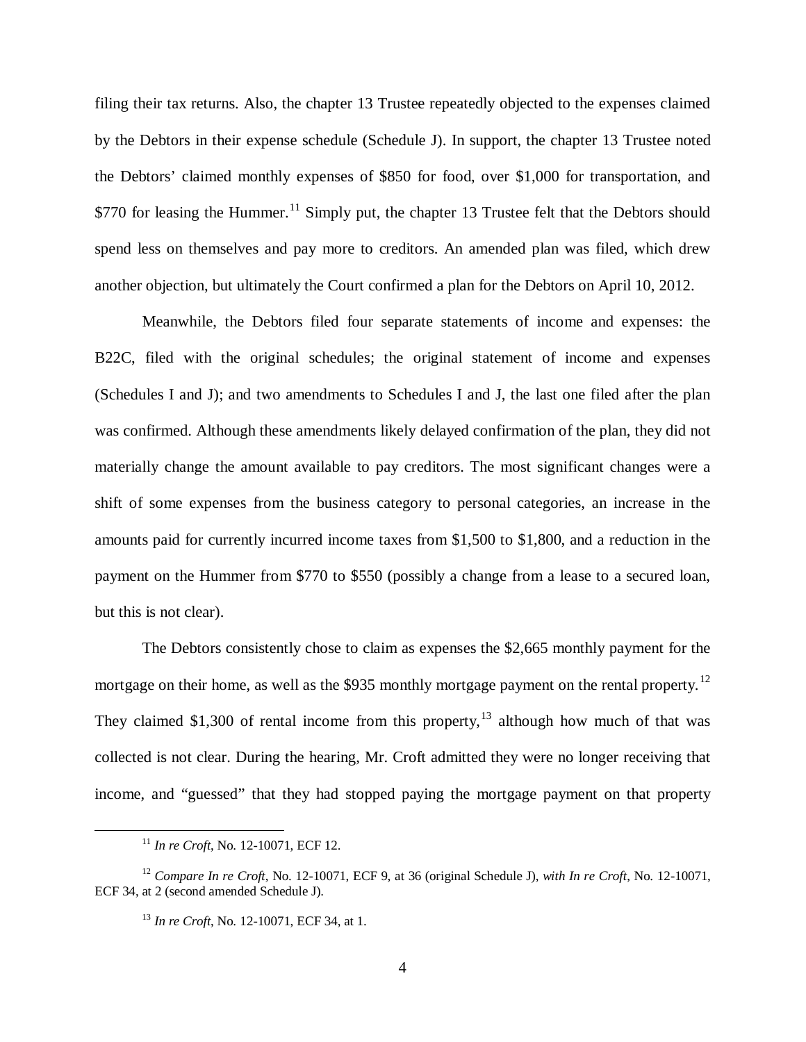filing their tax returns. Also, the chapter 13 Trustee repeatedly objected to the expenses claimed by the Debtors in their expense schedule (Schedule J). In support, the chapter 13 Trustee noted the Debtors' claimed monthly expenses of $850 for food, over $1,000 for transportation, and $770 for leasing the Hummer.[11] Simply put, the chapter 13 Trustee felt that the Debtors should spend less on themselves and pay more to creditors. An amended plan was filed, which drew another objection, but ultimately the Court confirmed a plan for the Debtors on April 10, 2012.

Meanwhile, the Debtors filed four separate statements of income and expenses: the B22C, filed with the original schedules; the original statement of income and expenses (Schedules I and J); and two amendments to Schedules I and J, the last one filed after the plan was confirmed. Although these amendments likely delayed confirmation of the plan, they did not materially change the amount available to pay creditors. The most significant changes were a shift of some expenses from the business category to personal categories, an increase in the amounts paid for currently incurred income taxes from $1,500 to $1,800, and a reduction in the payment on the Hummer from $770 to $550 (possibly a change from a lease to a secured loan, but this is not clear).

The Debtors consistently chose to claim as expenses the $2,665 monthly payment for the mortgage on their home, as well as the $935 monthly mortgage payment on the rental property.[12] They claimed $1,300 of rental income from this property,[13] although how much of that was collected is not clear. During the hearing, Mr. Croft admitted they were no longer receiving that income, and "guessed" that they had stopped paying the mortgage payment on that property

---

[11] *In re Croft*, No. 12-10071, ECF 12.

[12] *Compare In re Croft*, No. 12-10071, ECF 9, at 36 (original Schedule J), *with In re Croft*, No. 12-10071, ECF 34, at 2 (second amended Schedule J).

[13] *In re Croft*, No. 12-10071, ECF 34, at 1.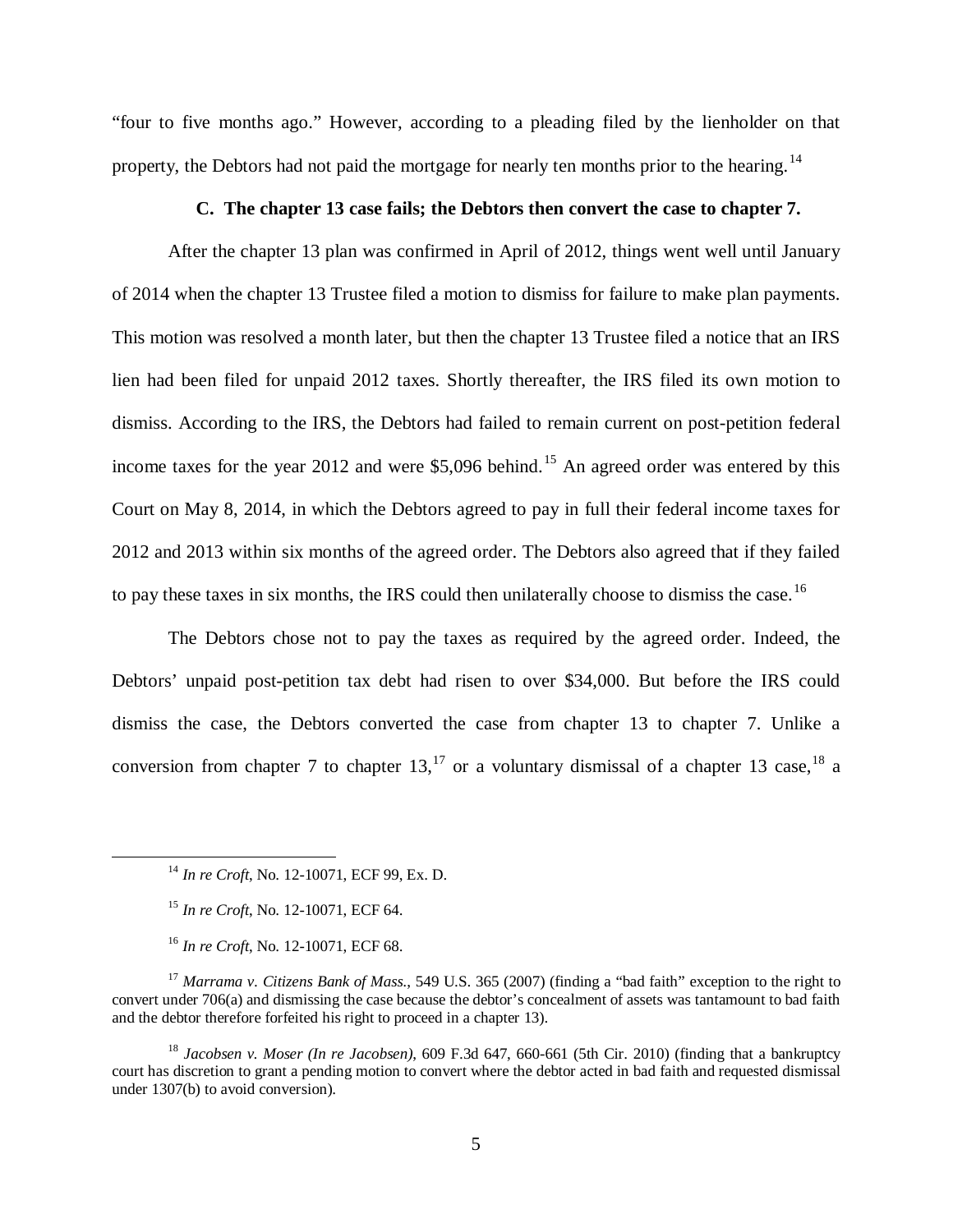"four to five months ago." However, according to a pleading filed by the lienholder on that property, the Debtors had not paid the mortgage for nearly ten months prior to the hearing.[14]

### C. The chapter 13 case fails; the Debtors then convert the case to chapter 7.

After the chapter 13 plan was confirmed in April of 2012, things went well until January of 2014 when the chapter 13 Trustee filed a motion to dismiss for failure to make plan payments. This motion was resolved a month later, but then the chapter 13 Trustee filed a notice that an IRS lien had been filed for unpaid 2012 taxes. Shortly thereafter, the IRS filed its own motion to dismiss. According to the IRS, the Debtors had failed to remain current on post-petition federal income taxes for the year 2012 and were $5,096 behind.[15] An agreed order was entered by this Court on May 8, 2014, in which the Debtors agreed to pay in full their federal income taxes for 2012 and 2013 within six months of the agreed order. The Debtors also agreed that if they failed to pay these taxes in six months, the IRS could then unilaterally choose to dismiss the case.[16]

The Debtors chose not to pay the taxes as required by the agreed order. Indeed, the Debtors' unpaid post-petition tax debt had risen to over $34,000. But before the IRS could dismiss the case, the Debtors converted the case from chapter 13 to chapter 7. Unlike a conversion from chapter 7 to chapter 13,[17] or a voluntary dismissal of a chapter 13 case,[18] a

---

[14] *In re Croft*, No. 12-10071, ECF 99, Ex. D.

[15] *In re Croft*, No. 12-10071, ECF 64.

[16] *In re Croft*, No. 12-10071, ECF 68.

[17] *Marrama v. Citizens Bank of Mass.*, 549 U.S. 365 (2007) (finding a "bad faith" exception to the right to convert under 706(a) and dismissing the case because the debtor's concealment of assets was tantamount to bad faith and the debtor therefore forfeited his right to proceed in a chapter 13).

[18] *Jacobsen v. Moser (In re Jacobsen)*, 609 F.3d 647, 660-661 (5th Cir. 2010) (finding that a bankruptcy court has discretion to grant a pending motion to convert where the debtor acted in bad faith and requested dismissal under 1307(b) to avoid conversion).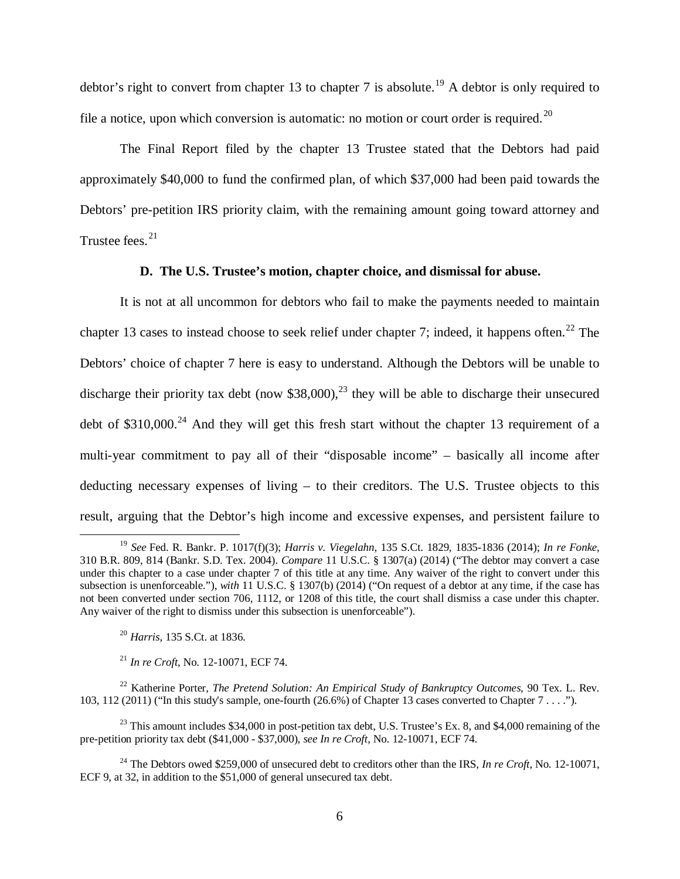debtor's right to convert from chapter 13 to chapter 7 is absolute.[19] A debtor is only required to file a notice, upon which conversion is automatic: no motion or court order is required.[20]

The Final Report filed by the chapter 13 Trustee stated that the Debtors had paid approximately $40,000 to fund the confirmed plan, of which $37,000 had been paid towards the Debtors' pre-petition IRS priority claim, with the remaining amount going toward attorney and Trustee fees.[21]

### D. The U.S. Trustee's motion, chapter choice, and dismissal for abuse.

It is not at all uncommon for debtors who fail to make the payments needed to maintain chapter 13 cases to instead choose to seek relief under chapter 7; indeed, it happens often.[22] The Debtors' choice of chapter 7 here is easy to understand. Although the Debtors will be unable to discharge their priority tax debt (now $38,000),[23] they will be able to discharge their unsecured debt of $310,000.[24] And they will get this fresh start without the chapter 13 requirement of a multi-year commitment to pay all of their "disposable income" – basically all income after deducting necessary expenses of living – to their creditors. The U.S. Trustee objects to this result, arguing that the Debtor's high income and excessive expenses, and persistent failure to

---

[19] *See* Fed. R. Bankr. P. 1017(f)(3); *Harris v. Viegelahn*, 135 S.Ct. 1829, 1835-1836 (2014); *In re Fonke*, 310 B.R. 809, 814 (Bankr. S.D. Tex. 2004). *Compare* 11 U.S.C. § 1307(a) (2014) ("The debtor may convert a case under this chapter to a case under chapter 7 of this title at any time. Any waiver of the right to convert under this subsection is unenforceable."), *with* 11 U.S.C. § 1307(b) (2014) ("On request of a debtor at any time, if the case has not been converted under section 706, 1112, or 1208 of this title, the court shall dismiss a case under this chapter. Any waiver of the right to dismiss under this subsection is unenforceable").

[20] *Harris*, 135 S.Ct. at 1836.

[21] *In re Croft*, No. 12-10071, ECF 74.

[22] Katherine Porter, *The Pretend Solution: An Empirical Study of Bankruptcy Outcomes*, 90 Tex. L. Rev. 103, 112 (2011) ("In this study's sample, one-fourth (26.6%) of Chapter 13 cases converted to Chapter 7 . . . .").

[23] This amount includes $34,000 in post-petition tax debt, U.S. Trustee's Ex. 8, and $4,000 remaining of the pre-petition priority tax debt ($41,000 - $37,000), *see In re Croft*, No. 12-10071, ECF 74.

[24] The Debtors owed $259,000 of unsecured debt to creditors other than the IRS, *In re Croft*, No. 12-10071, ECF 9, at 32, in addition to the $51,000 of general unsecured tax debt.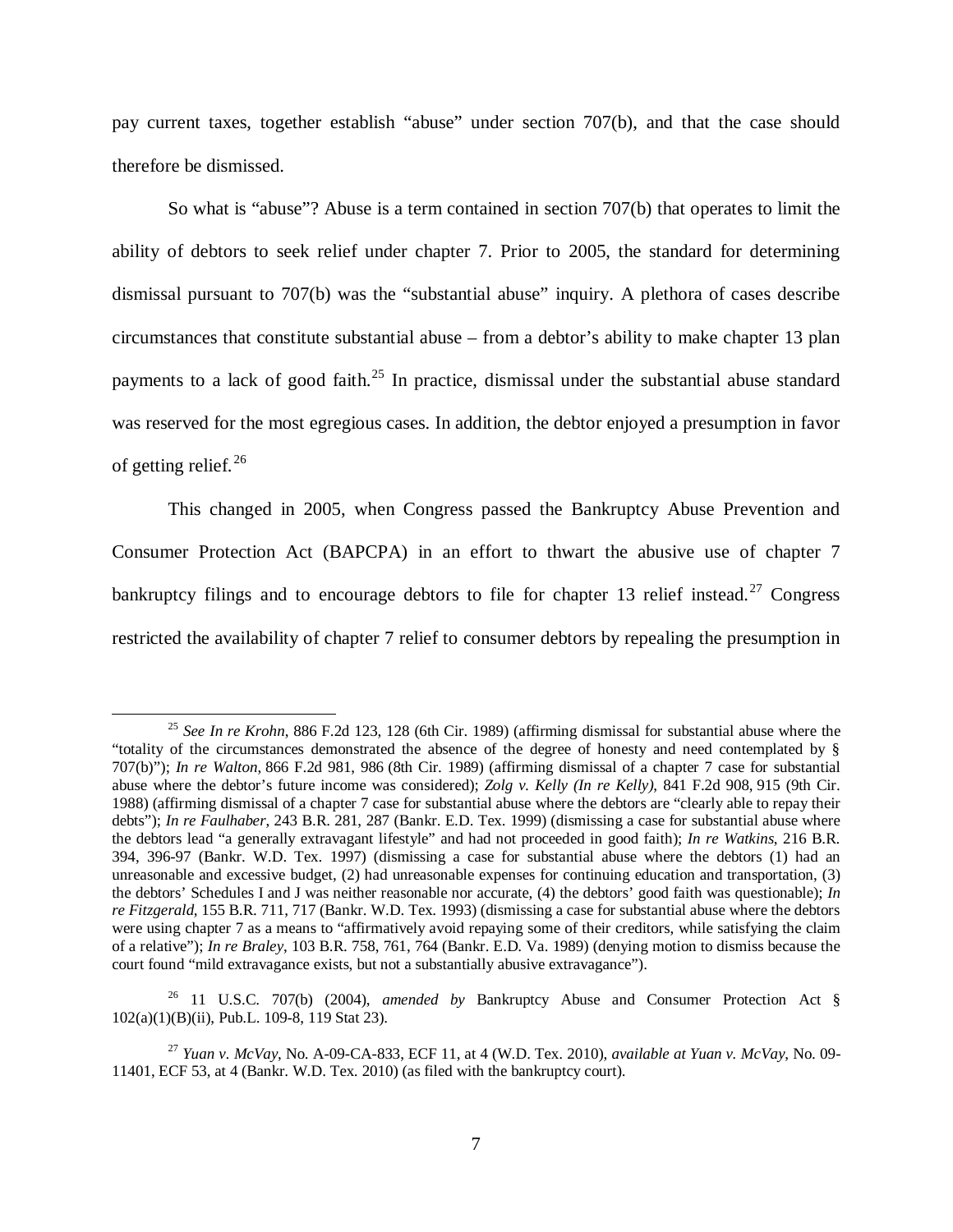pay current taxes, together establish "abuse" under section 707(b), and that the case should therefore be dismissed.

So what is "abuse"? Abuse is a term contained in section 707(b) that operates to limit the ability of debtors to seek relief under chapter 7. Prior to 2005, the standard for determining dismissal pursuant to 707(b) was the "substantial abuse" inquiry. A plethora of cases describe circumstances that constitute substantial abuse – from a debtor's ability to make chapter 13 plan payments to a lack of good faith.[25] In practice, dismissal under the substantial abuse standard was reserved for the most egregious cases. In addition, the debtor enjoyed a presumption in favor of getting relief.[26]

This changed in 2005, when Congress passed the Bankruptcy Abuse Prevention and Consumer Protection Act (BAPCPA) in an effort to thwart the abusive use of chapter 7 bankruptcy filings and to encourage debtors to file for chapter 13 relief instead.[27] Congress restricted the availability of chapter 7 relief to consumer debtors by repealing the presumption in

---

[25] *See In re Krohn*, 886 F.2d 123, 128 (6th Cir. 1989) (affirming dismissal for substantial abuse where the "totality of the circumstances demonstrated the absence of the degree of honesty and need contemplated by § 707(b)"); *In re Walton*, 866 F.2d 981, 986 (8th Cir. 1989) (affirming dismissal of a chapter 7 case for substantial abuse where the debtor's future income was considered); *Zolg v. Kelly (In re Kelly)*, 841 F.2d 908, 915 (9th Cir. 1988) (affirming dismissal of a chapter 7 case for substantial abuse where the debtors are "clearly able to repay their debts"); *In re Faulhaber*, 243 B.R. 281, 287 (Bankr. E.D. Tex. 1999) (dismissing a case for substantial abuse where the debtors lead "a generally extravagant lifestyle" and had not proceeded in good faith); *In re Watkins*, 216 B.R. 394, 396-97 (Bankr. W.D. Tex. 1997) (dismissing a case for substantial abuse where the debtors (1) had an unreasonable and excessive budget, (2) had unreasonable expenses for continuing education and transportation, (3) the debtors' Schedules I and J was neither reasonable nor accurate, (4) the debtors' good faith was questionable); *In re Fitzgerald*, 155 B.R. 711, 717 (Bankr. W.D. Tex. 1993) (dismissing a case for substantial abuse where the debtors were using chapter 7 as a means to "affirmatively avoid repaying some of their creditors, while satisfying the claim of a relative"); *In re Braley*, 103 B.R. 758, 761, 764 (Bankr. E.D. Va. 1989) (denying motion to dismiss because the court found "mild extravagance exists, but not a substantially abusive extravagance").

[26] 11 U.S.C. 707(b) (2004), *amended by* Bankruptcy Abuse and Consumer Protection Act § 102(a)(1)(B)(ii), Pub.L. 109-8, 119 Stat 23).

[27] *Yuan v. McVay*, No. A-09-CA-833, ECF 11, at 4 (W.D. Tex. 2010), *available at Yuan v. McVay*, No. 09-11401, ECF 53, at 4 (Bankr. W.D. Tex. 2010) (as filed with the bankruptcy court).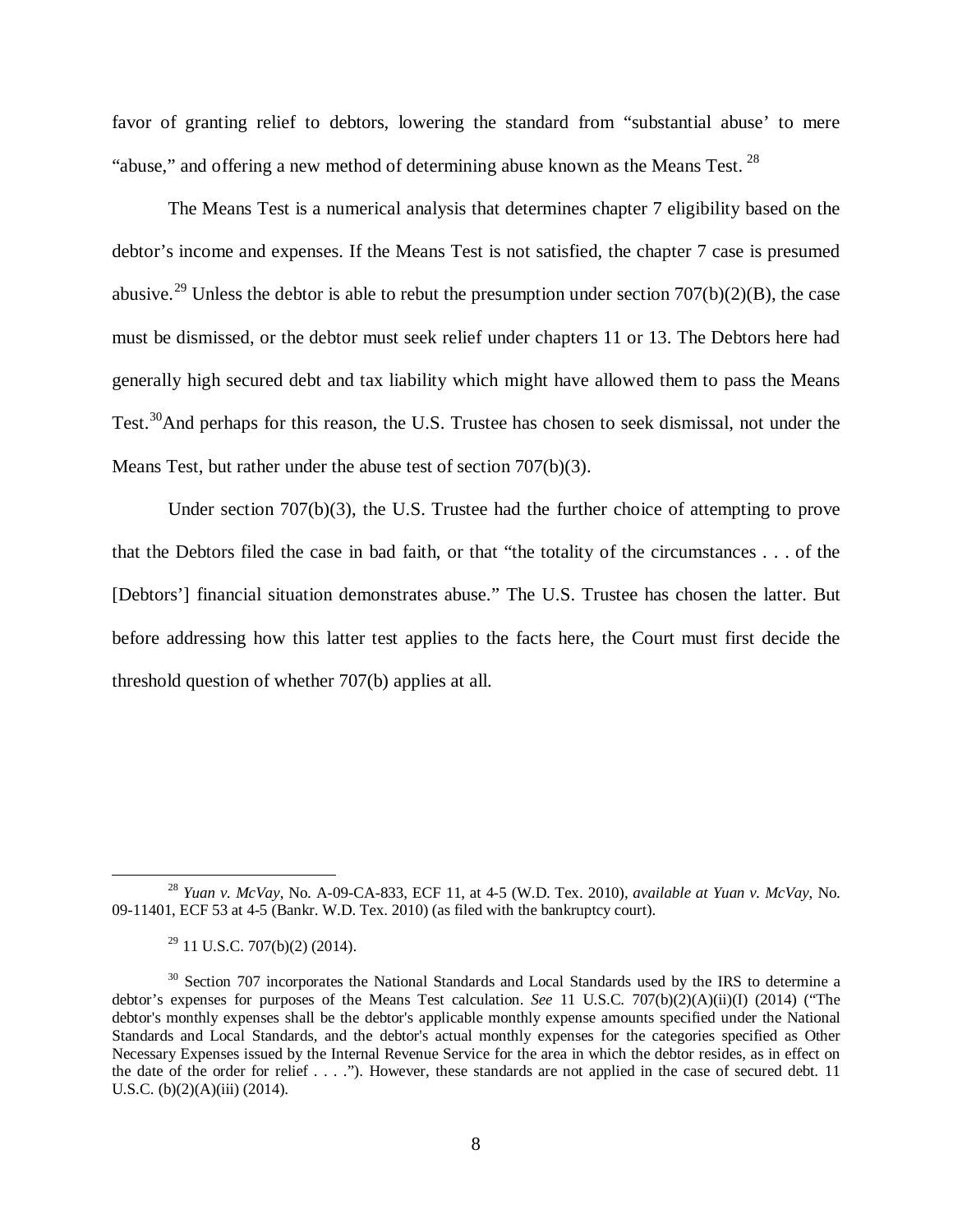favor of granting relief to debtors, lowering the standard from "substantial abuse' to mere "abuse," and offering a new method of determining abuse known as the Means Test. [28]

The Means Test is a numerical analysis that determines chapter 7 eligibility based on the debtor's income and expenses. If the Means Test is not satisfied, the chapter 7 case is presumed abusive.[29] Unless the debtor is able to rebut the presumption under section 707(b)(2)(B), the case must be dismissed, or the debtor must seek relief under chapters 11 or 13. The Debtors here had generally high secured debt and tax liability which might have allowed them to pass the Means Test.[30]And perhaps for this reason, the U.S. Trustee has chosen to seek dismissal, not under the Means Test, but rather under the abuse test of section 707(b)(3).

Under section 707(b)(3), the U.S. Trustee had the further choice of attempting to prove that the Debtors filed the case in bad faith, or that "the totality of the circumstances . . . of the [Debtors'] financial situation demonstrates abuse." The U.S. Trustee has chosen the latter. But before addressing how this latter test applies to the facts here, the Court must first decide the threshold question of whether 707(b) applies at all.

---

[28] *Yuan v. McVay*, No. A-09-CA-833, ECF 11, at 4-5 (W.D. Tex. 2010), *available at Yuan v. McVay*, No. 09-11401, ECF 53 at 4-5 (Bankr. W.D. Tex. 2010) (as filed with the bankruptcy court).

[29] 11 U.S.C. 707(b)(2) (2014).

[30] Section 707 incorporates the National Standards and Local Standards used by the IRS to determine a debtor's expenses for purposes of the Means Test calculation. *See* 11 U.S.C. 707(b)(2)(A)(ii)(I) (2014) ("The debtor's monthly expenses shall be the debtor's applicable monthly expense amounts specified under the National Standards and Local Standards, and the debtor's actual monthly expenses for the categories specified as Other Necessary Expenses issued by the Internal Revenue Service for the area in which the debtor resides, as in effect on the date of the order for relief . . . ."). However, these standards are not applied in the case of secured debt. 11 U.S.C. (b)(2)(A)(iii) (2014).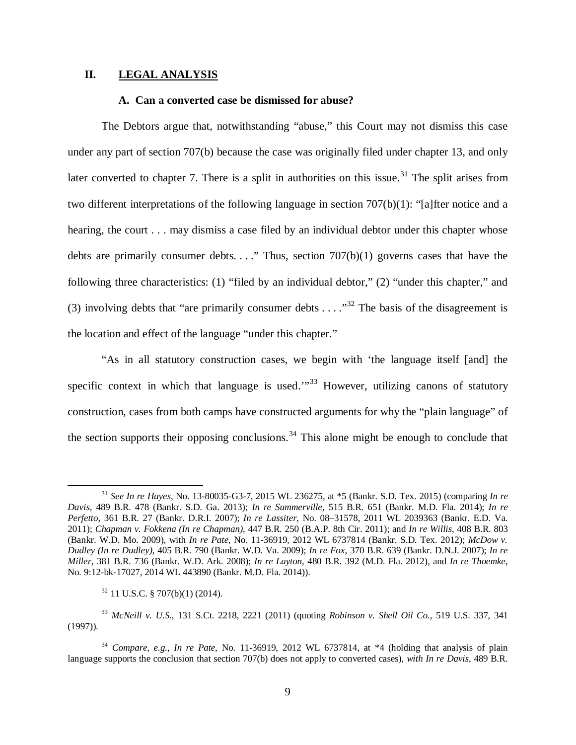## II. LEGAL ANALYSIS

### A. Can a converted case be dismissed for abuse?

The Debtors argue that, notwithstanding "abuse," this Court may not dismiss this case under any part of section 707(b) because the case was originally filed under chapter 13, and only later converted to chapter 7. There is a split in authorities on this issue.[31] The split arises from two different interpretations of the following language in section 707(b)(1): "[a]fter notice and a hearing, the court . . . may dismiss a case filed by an individual debtor under this chapter whose debts are primarily consumer debts. . . ." Thus, section 707(b)(1) governs cases that have the following three characteristics: (1) "filed by an individual debtor," (2) "under this chapter," and (3) involving debts that "are primarily consumer debts . . . ."[32] The basis of the disagreement is the location and effect of the language "under this chapter."

"As in all statutory construction cases, we begin with 'the language itself [and] the specific context in which that language is used.'"[33] However, utilizing canons of statutory construction, cases from both camps have constructed arguments for why the "plain language" of the section supports their opposing conclusions.[34] This alone might be enough to conclude that

---

[31] *See In re Hayes*, No. 13-80035-G3-7, 2015 WL 236275, at *5 (Bankr. S.D. Tex. 2015) (comparing *In re Davis*, 489 B.R. 478 (Bankr. S.D. Ga. 2013); *In re Summerville*, 515 B.R. 651 (Bankr. M.D. Fla. 2014); *In re Perfetto*, 361 B.R. 27 (Bankr. D.R.I. 2007); *In re Lassiter*, No. 08–31578, 2011 WL 2039363 (Bankr. E.D. Va. 2011); *Chapman v. Fokkena (In re Chapman)*, 447 B.R. 250 (B.A.P. 8th Cir. 2011); and *In re Willis*, 408 B.R. 803 (Bankr. W.D. Mo. 2009), with *In re Pate*, No. 11-36919, 2012 WL 6737814 (Bankr. S.D. Tex. 2012); *McDow v. Dudley (In re Dudley)*, 405 B.R. 790 (Bankr. W.D. Va. 2009); *In re Fox*, 370 B.R. 639 (Bankr. D.N.J. 2007); *In re Miller*, 381 B.R. 736 (Bankr. W.D. Ark. 2008); *In re Layton*, 480 B.R. 392 (M.D. Fla. 2012), and *In re Thoemke*, No. 9:12-bk-17027, 2014 WL 443890 (Bankr. M.D. Fla. 2014)).

[32] 11 U.S.C. § 707(b)(1) (2014).

[33] *McNeill v. U.S.*, 131 S.Ct. 2218, 2221 (2011) (quoting *Robinson v. Shell Oil Co.*, 519 U.S. 337, 341 (1997)).

[34] *Compare, e.g.*, *In re Pate*, No. 11-36919, 2012 WL 6737814, at *4 (holding that analysis of plain language supports the conclusion that section 707(b) does not apply to converted cases), *with In re Davis*, 489 B.R.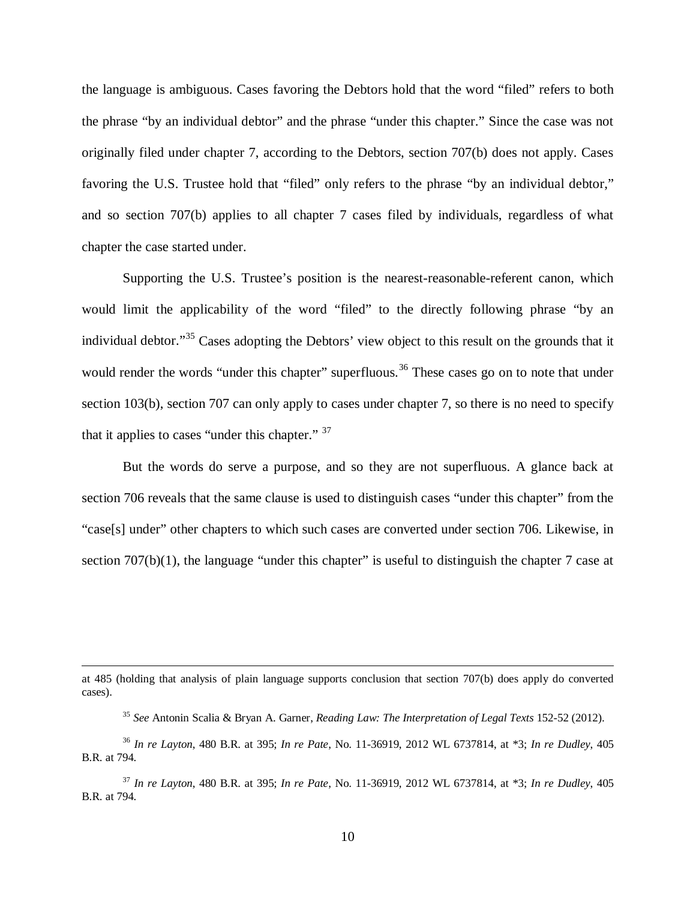the language is ambiguous. Cases favoring the Debtors hold that the word "filed" refers to both the phrase "by an individual debtor" and the phrase "under this chapter." Since the case was not originally filed under chapter 7, according to the Debtors, section 707(b) does not apply. Cases favoring the U.S. Trustee hold that "filed" only refers to the phrase "by an individual debtor," and so section 707(b) applies to all chapter 7 cases filed by individuals, regardless of what chapter the case started under.

Supporting the U.S. Trustee's position is the nearest-reasonable-referent canon, which would limit the applicability of the word "filed" to the directly following phrase "by an individual debtor."[35] Cases adopting the Debtors' view object to this result on the grounds that it would render the words "under this chapter" superfluous.[36] These cases go on to note that under section 103(b), section 707 can only apply to cases under chapter 7, so there is no need to specify that it applies to cases "under this chapter." [37]

But the words do serve a purpose, and so they are not superfluous. A glance back at section 706 reveals that the same clause is used to distinguish cases "under this chapter" from the "case[s] under" other chapters to which such cases are converted under section 706. Likewise, in section 707(b)(1), the language "under this chapter" is useful to distinguish the chapter 7 case at

---

at 485 (holding that analysis of plain language supports conclusion that section 707(b) does apply do converted cases).

[35] *See* Antonin Scalia & Bryan A. Garner, *Reading Law: The Interpretation of Legal Texts* 152-52 (2012).

[36] *In re Layton*, 480 B.R. at 395; *In re Pate*, No. 11-36919, 2012 WL 6737814, at *3; *In re Dudley*, 405 B.R. at 794.

[37] *In re Layton*, 480 B.R. at 395; *In re Pate*, No. 11-36919, 2012 WL 6737814, at *3; *In re Dudley*, 405 B.R. at 794.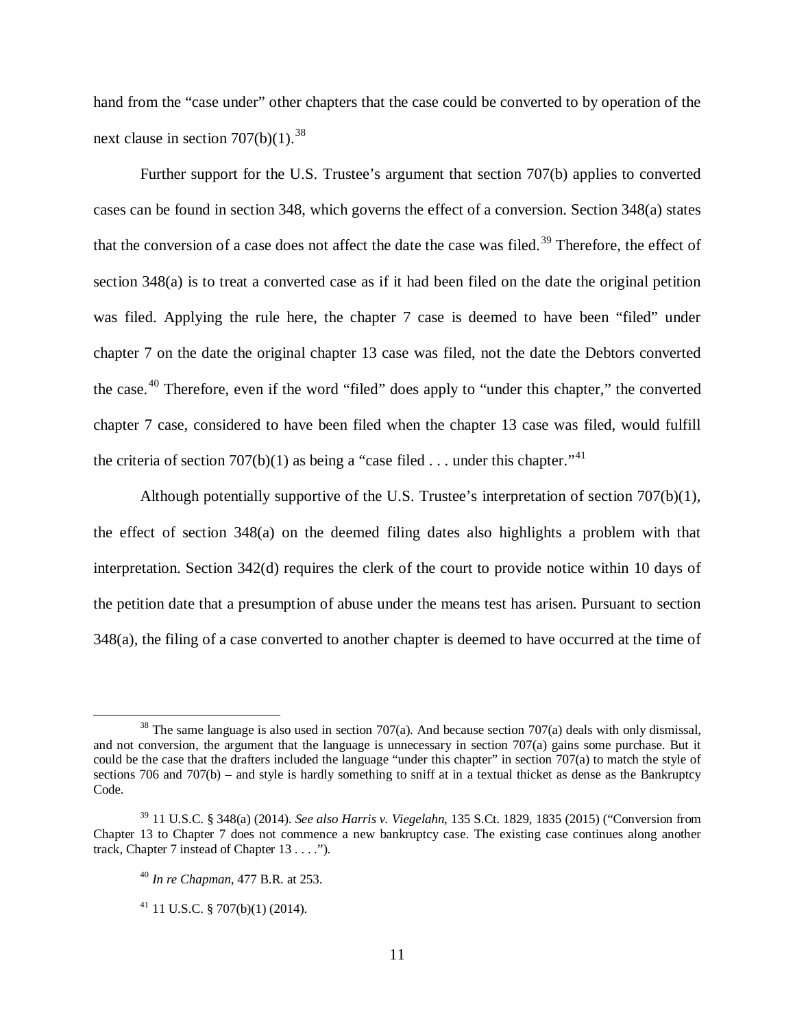hand from the "case under" other chapters that the case could be converted to by operation of the next clause in section 707(b)(1).[38]

Further support for the U.S. Trustee's argument that section 707(b) applies to converted cases can be found in section 348, which governs the effect of a conversion. Section 348(a) states that the conversion of a case does not affect the date the case was filed.[39] Therefore, the effect of section 348(a) is to treat a converted case as if it had been filed on the date the original petition was filed. Applying the rule here, the chapter 7 case is deemed to have been "filed" under chapter 7 on the date the original chapter 13 case was filed, not the date the Debtors converted the case.[40] Therefore, even if the word "filed" does apply to "under this chapter," the converted chapter 7 case, considered to have been filed when the chapter 13 case was filed, would fulfill the criteria of section 707(b)(1) as being a "case filed . . . under this chapter."[41]

Although potentially supportive of the U.S. Trustee's interpretation of section 707(b)(1), the effect of section 348(a) on the deemed filing dates also highlights a problem with that interpretation. Section 342(d) requires the clerk of the court to provide notice within 10 days of the petition date that a presumption of abuse under the means test has arisen. Pursuant to section 348(a), the filing of a case converted to another chapter is deemed to have occurred at the time of

---

[38] The same language is also used in section 707(a). And because section 707(a) deals with only dismissal, and not conversion, the argument that the language is unnecessary in section 707(a) gains some purchase. But it could be the case that the drafters included the language "under this chapter" in section 707(a) to match the style of sections 706 and 707(b) – and style is hardly something to sniff at in a textual thicket as dense as the Bankruptcy Code.

[39] 11 U.S.C. § 348(a) (2014). *See also Harris v. Viegelahn*, 135 S.Ct. 1829, 1835 (2015) ("Conversion from Chapter 13 to Chapter 7 does not commence a new bankruptcy case. The existing case continues along another track, Chapter 7 instead of Chapter 13 . . . .").

[40] *In re Chapman*, 477 B.R. at 253.

[41] 11 U.S.C. § 707(b)(1) (2014).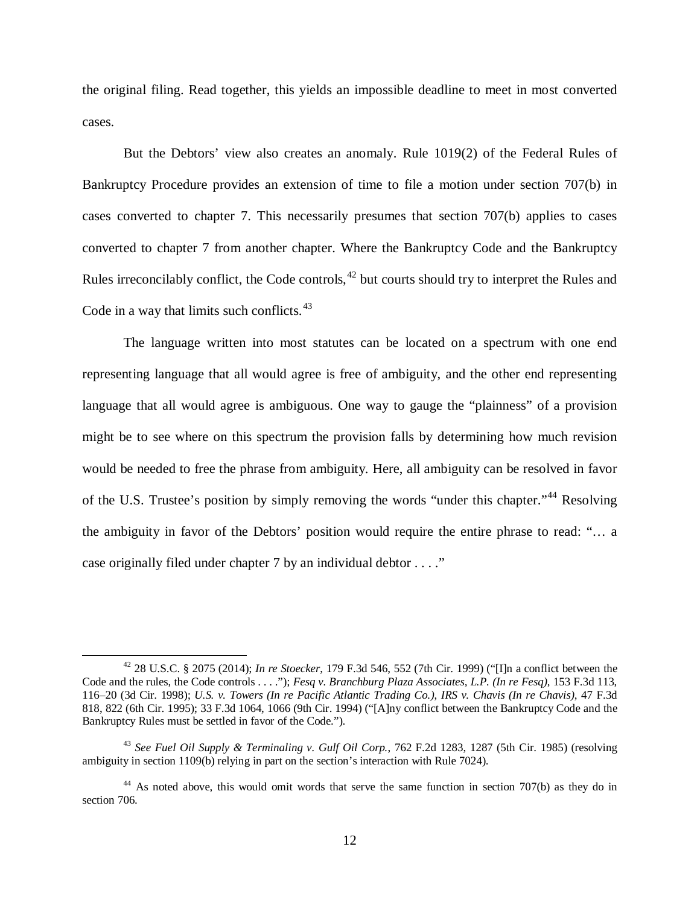the original filing. Read together, this yields an impossible deadline to meet in most converted cases.

But the Debtors' view also creates an anomaly. Rule 1019(2) of the Federal Rules of Bankruptcy Procedure provides an extension of time to file a motion under section 707(b) in cases converted to chapter 7. This necessarily presumes that section 707(b) applies to cases converted to chapter 7 from another chapter. Where the Bankruptcy Code and the Bankruptcy Rules irreconcilably conflict, the Code controls,[42] but courts should try to interpret the Rules and Code in a way that limits such conflicts.[43]

The language written into most statutes can be located on a spectrum with one end representing language that all would agree is free of ambiguity, and the other end representing language that all would agree is ambiguous. One way to gauge the "plainness" of a provision might be to see where on this spectrum the provision falls by determining how much revision would be needed to free the phrase from ambiguity. Here, all ambiguity can be resolved in favor of the U.S. Trustee's position by simply removing the words "under this chapter."[44] Resolving the ambiguity in favor of the Debtors' position would require the entire phrase to read: "… a case originally filed under chapter 7 by an individual debtor . . . ."

---

[42] 28 U.S.C. § 2075 (2014); *In re Stoecker*, 179 F.3d 546, 552 (7th Cir. 1999) ("[I]n a conflict between the Code and the rules, the Code controls . . . ."); *Fesq v. Branchburg Plaza Associates, L.P. (In re Fesq)*, 153 F.3d 113, 116–20 (3d Cir. 1998); *U.S. v. Towers (In re Pacific Atlantic Trading Co.), IRS v. Chavis (In re Chavis)*, 47 F.3d 818, 822 (6th Cir. 1995); 33 F.3d 1064, 1066 (9th Cir. 1994) ("[A]ny conflict between the Bankruptcy Code and the Bankruptcy Rules must be settled in favor of the Code.").

[43] *See Fuel Oil Supply & Terminaling v. Gulf Oil Corp.*, 762 F.2d 1283, 1287 (5th Cir. 1985) (resolving ambiguity in section 1109(b) relying in part on the section's interaction with Rule 7024).

[44] As noted above, this would omit words that serve the same function in section 707(b) as they do in section 706.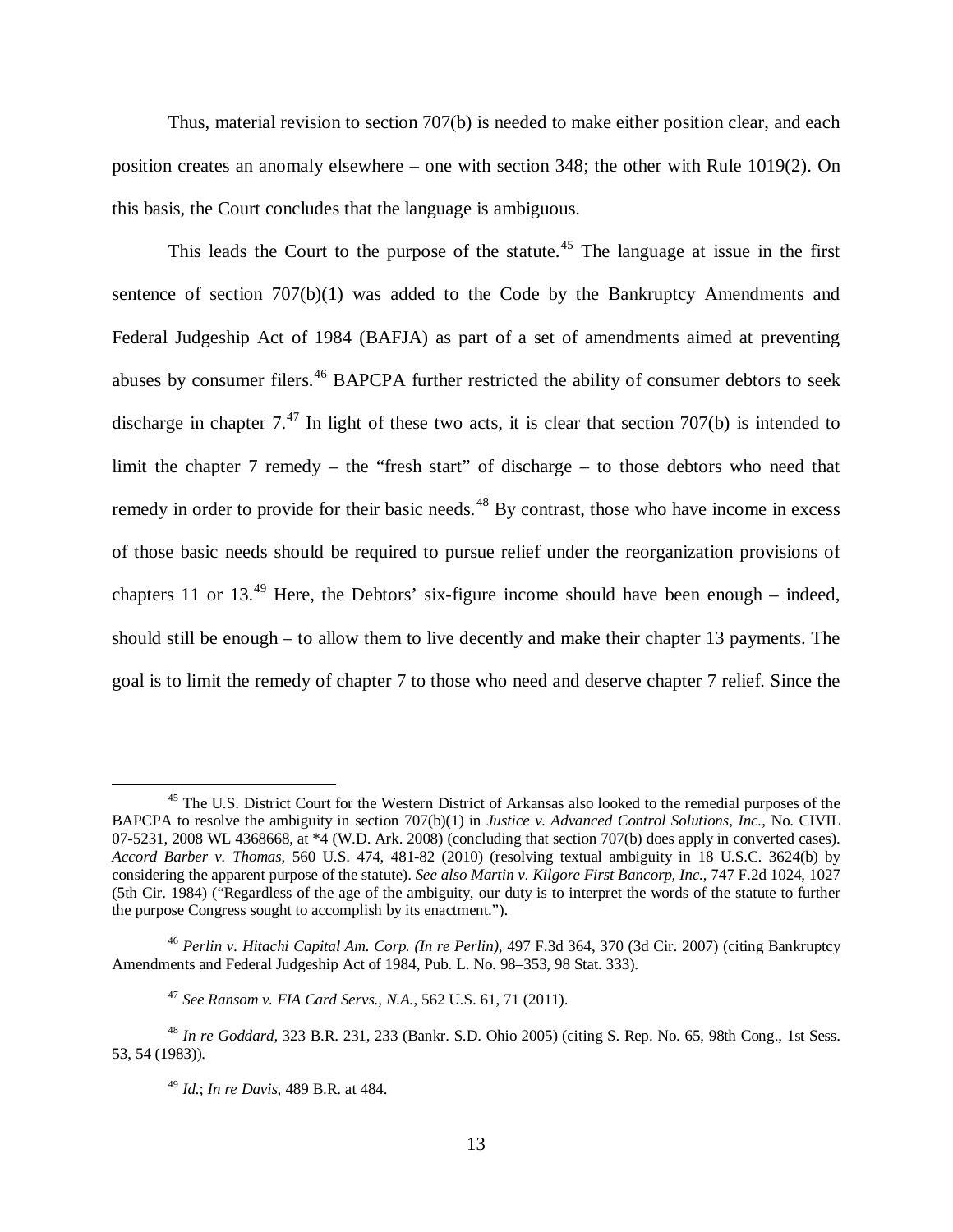Thus, material revision to section 707(b) is needed to make either position clear, and each position creates an anomaly elsewhere – one with section 348; the other with Rule 1019(2). On this basis, the Court concludes that the language is ambiguous.

This leads the Court to the purpose of the statute.[45] The language at issue in the first sentence of section 707(b)(1) was added to the Code by the Bankruptcy Amendments and Federal Judgeship Act of 1984 (BAFJA) as part of a set of amendments aimed at preventing abuses by consumer filers.[46] BAPCPA further restricted the ability of consumer debtors to seek discharge in chapter 7.[47] In light of these two acts, it is clear that section 707(b) is intended to limit the chapter 7 remedy – the "fresh start" of discharge – to those debtors who need that remedy in order to provide for their basic needs.[48] By contrast, those who have income in excess of those basic needs should be required to pursue relief under the reorganization provisions of chapters 11 or 13.[49] Here, the Debtors' six-figure income should have been enough – indeed, should still be enough – to allow them to live decently and make their chapter 13 payments. The goal is to limit the remedy of chapter 7 to those who need and deserve chapter 7 relief. Since the

---

[45] The U.S. District Court for the Western District of Arkansas also looked to the remedial purposes of the BAPCPA to resolve the ambiguity in section 707(b)(1) in *Justice v. Advanced Control Solutions, Inc.*, No. CIVIL 07-5231, 2008 WL 4368668, at *4 (W.D. Ark. 2008) (concluding that section 707(b) does apply in converted cases). *Accord Barber v. Thomas*, 560 U.S. 474, 481-82 (2010) (resolving textual ambiguity in 18 U.S.C. 3624(b) by considering the apparent purpose of the statute). *See also Martin v. Kilgore First Bancorp, Inc.*, 747 F.2d 1024, 1027 (5th Cir. 1984) ("Regardless of the age of the ambiguity, our duty is to interpret the words of the statute to further the purpose Congress sought to accomplish by its enactment.").

[46] *Perlin v. Hitachi Capital Am. Corp. (In re Perlin)*, 497 F.3d 364, 370 (3d Cir. 2007) (citing Bankruptcy Amendments and Federal Judgeship Act of 1984, Pub. L. No. 98–353, 98 Stat. 333).

[47] *See Ransom v. FIA Card Servs., N.A.*, 562 U.S. 61, 71 (2011).

[48] *In re Goddard*, 323 B.R. 231, 233 (Bankr. S.D. Ohio 2005) (citing S. Rep. No. 65, 98th Cong., 1st Sess. 53, 54 (1983)).

[49] *Id.*; *In re Davis*, 489 B.R. at 484.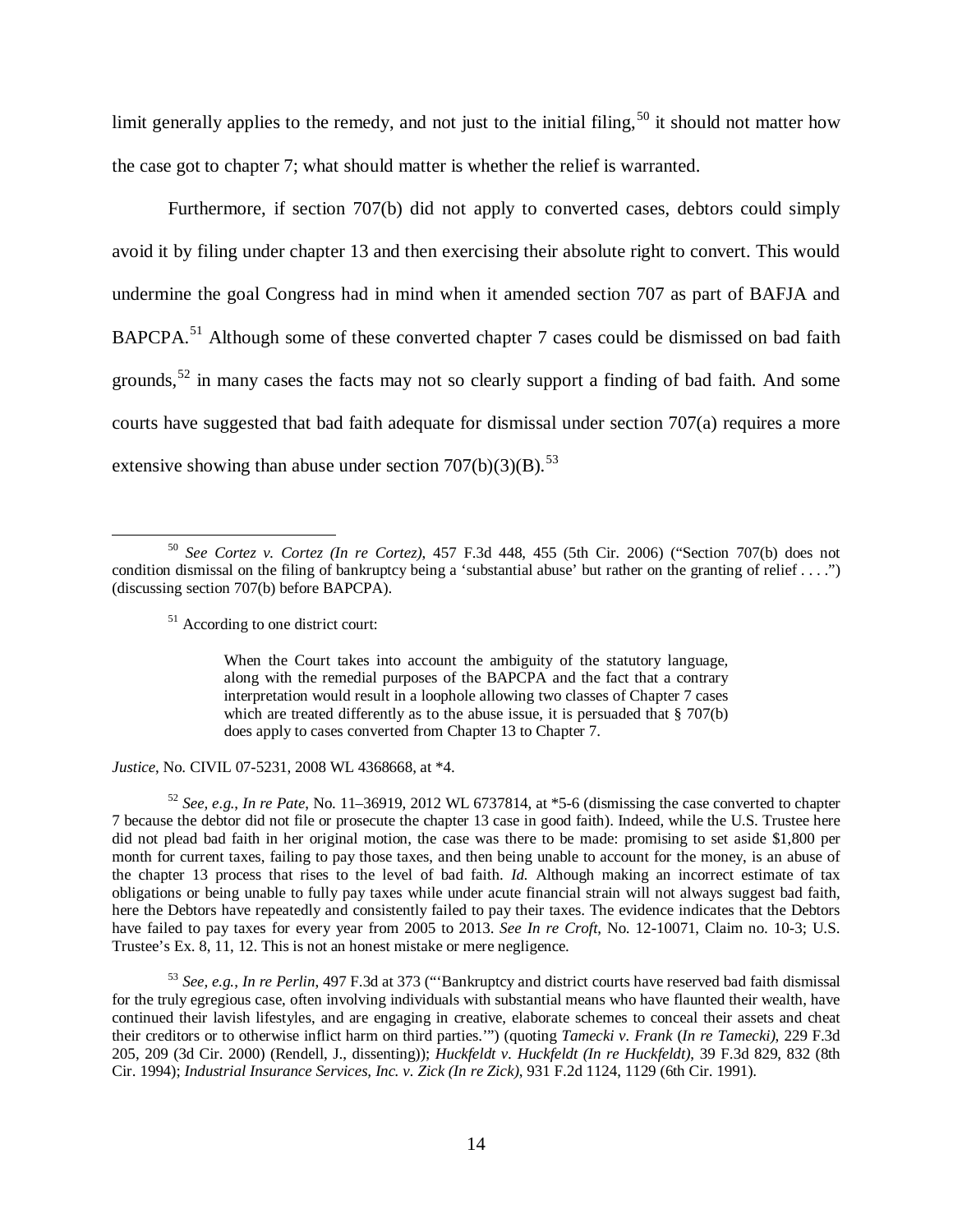limit generally applies to the remedy, and not just to the initial filing,[50] it should not matter how the case got to chapter 7; what should matter is whether the relief is warranted.

Furthermore, if section 707(b) did not apply to converted cases, debtors could simply avoid it by filing under chapter 13 and then exercising their absolute right to convert. This would undermine the goal Congress had in mind when it amended section 707 as part of BAFJA and BAPCPA.[51] Although some of these converted chapter 7 cases could be dismissed on bad faith grounds,[52] in many cases the facts may not so clearly support a finding of bad faith. And some courts have suggested that bad faith adequate for dismissal under section 707(a) requires a more extensive showing than abuse under section 707(b)(3)(B).[53]

---

[50] *See Cortez v. Cortez (In re Cortez)*, 457 F.3d 448, 455 (5th Cir. 2006) ("Section 707(b) does not condition dismissal on the filing of bankruptcy being a 'substantial abuse' but rather on the granting of relief . . . .") (discussing section 707(b) before BAPCPA).

[51] According to one district court:

> When the Court takes into account the ambiguity of the statutory language, along with the remedial purposes of the BAPCPA and the fact that a contrary interpretation would result in a loophole allowing two classes of Chapter 7 cases which are treated differently as to the abuse issue, it is persuaded that § 707(b) does apply to cases converted from Chapter 13 to Chapter 7.

*Justice*, No. CIVIL 07-5231, 2008 WL 4368668, at *4.

[52] *See, e.g.*, *In re Pate*, No. 11–36919, 2012 WL 6737814, at *5-6 (dismissing the case converted to chapter 7 because the debtor did not file or prosecute the chapter 13 case in good faith). Indeed, while the U.S. Trustee here did not plead bad faith in her original motion, the case was there to be made: promising to set aside $1,800 per month for current taxes, failing to pay those taxes, and then being unable to account for the money, is an abuse of the chapter 13 process that rises to the level of bad faith. *Id.* Although making an incorrect estimate of tax obligations or being unable to fully pay taxes while under acute financial strain will not always suggest bad faith, here the Debtors have repeatedly and consistently failed to pay their taxes. The evidence indicates that the Debtors have failed to pay taxes for every year from 2005 to 2013. *See In re Croft*, No. 12-10071, Claim no. 10-3; U.S. Trustee's Ex. 8, 11, 12. This is not an honest mistake or mere negligence.

[53] *See, e.g.*, *In re Perlin*, 497 F.3d at 373 ("'Bankruptcy and district courts have reserved bad faith dismissal for the truly egregious case, often involving individuals with substantial means who have flaunted their wealth, have continued their lavish lifestyles, and are engaging in creative, elaborate schemes to conceal their assets and cheat their creditors or to otherwise inflict harm on third parties.'") (quoting *Tamecki v. Frank* (*In re Tamecki)*, 229 F.3d 205, 209 (3d Cir. 2000) (Rendell, J., dissenting)); *Huckfeldt v. Huckfeldt (In re Huckfeldt)*, 39 F.3d 829, 832 (8th Cir. 1994); *Industrial Insurance Services, Inc. v. Zick (In re Zick)*, 931 F.2d 1124, 1129 (6th Cir. 1991).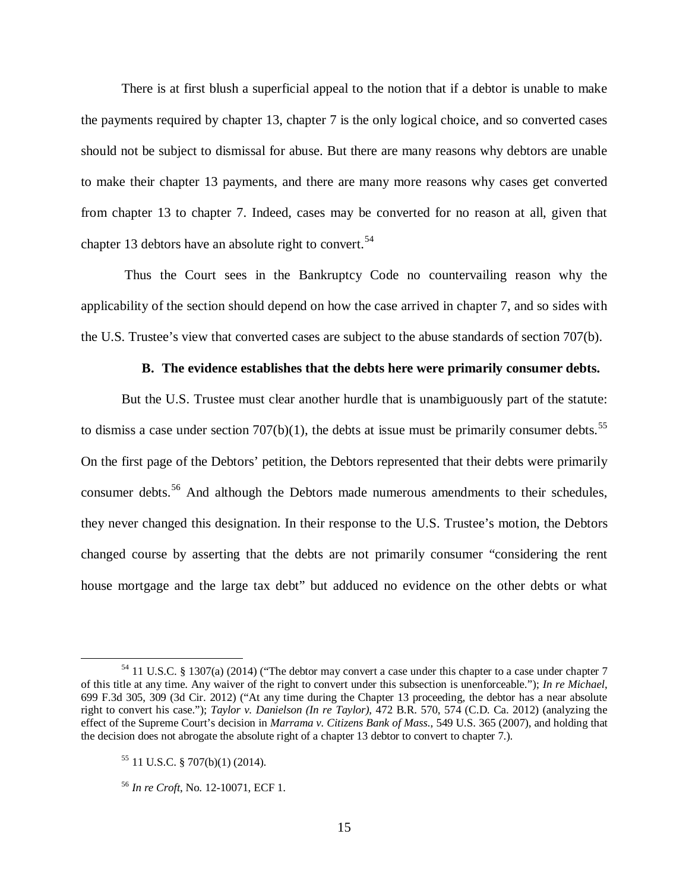There is at first blush a superficial appeal to the notion that if a debtor is unable to make the payments required by chapter 13, chapter 7 is the only logical choice, and so converted cases should not be subject to dismissal for abuse. But there are many reasons why debtors are unable to make their chapter 13 payments, and there are many more reasons why cases get converted from chapter 13 to chapter 7. Indeed, cases may be converted for no reason at all, given that chapter 13 debtors have an absolute right to convert.[54]

Thus the Court sees in the Bankruptcy Code no countervailing reason why the applicability of the section should depend on how the case arrived in chapter 7, and so sides with the U.S. Trustee's view that converted cases are subject to the abuse standards of section 707(b).

**B. The evidence establishes that the debts here were primarily consumer debts.**

But the U.S. Trustee must clear another hurdle that is unambiguously part of the statute: to dismiss a case under section 707(b)(1), the debts at issue must be primarily consumer debts.[55] On the first page of the Debtors' petition, the Debtors represented that their debts were primarily consumer debts.[56] And although the Debtors made numerous amendments to their schedules, they never changed this designation. In their response to the U.S. Trustee's motion, the Debtors changed course by asserting that the debts are not primarily consumer "considering the rent house mortgage and the large tax debt" but adduced no evidence on the other debts or what

---

[54] 11 U.S.C. § 1307(a) (2014) ("The debtor may convert a case under this chapter to a case under chapter 7 of this title at any time. Any waiver of the right to convert under this subsection is unenforceable."); *In re Michael*, 699 F.3d 305, 309 (3d Cir. 2012) ("At any time during the Chapter 13 proceeding, the debtor has a near absolute right to convert his case."); *Taylor v. Danielson (In re Taylor)*, 472 B.R. 570, 574 (C.D. Ca. 2012) (analyzing the effect of the Supreme Court's decision in *Marrama v. Citizens Bank of Mass.*, 549 U.S. 365 (2007), and holding that the decision does not abrogate the absolute right of a chapter 13 debtor to convert to chapter 7.).

[55] 11 U.S.C. § 707(b)(1) (2014).

[56] *In re Croft*, No. 12-10071, ECF 1.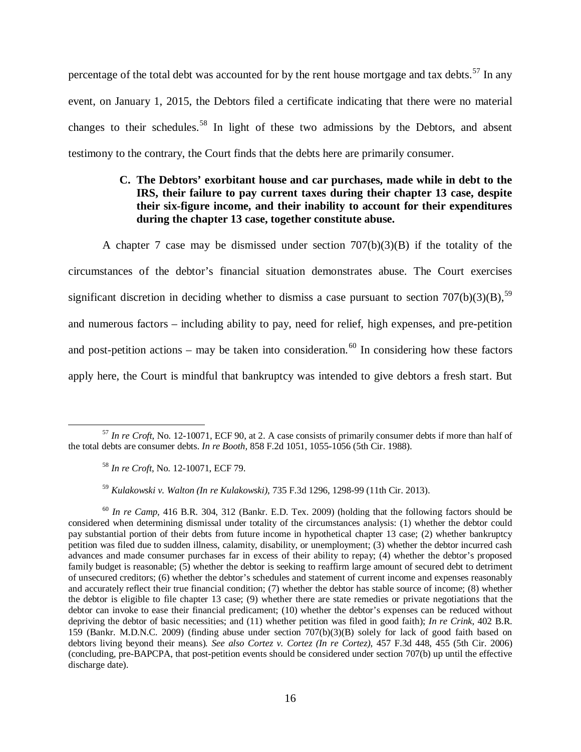percentage of the total debt was accounted for by the rent house mortgage and tax debts.[57] In any event, on January 1, 2015, the Debtors filed a certificate indicating that there were no material changes to their schedules.[58] In light of these two admissions by the Debtors, and absent testimony to the contrary, the Court finds that the debts here are primarily consumer.

### C. The Debtors' exorbitant house and car purchases, made while in debt to the IRS, their failure to pay current taxes during their chapter 13 case, despite their six-figure income, and their inability to account for their expenditures during the chapter 13 case, together constitute abuse.

A chapter 7 case may be dismissed under section 707(b)(3)(B) if the totality of the circumstances of the debtor's financial situation demonstrates abuse. The Court exercises significant discretion in deciding whether to dismiss a case pursuant to section 707(b)(3)(B),[59] and numerous factors – including ability to pay, need for relief, high expenses, and pre-petition and post-petition actions – may be taken into consideration.[60] In considering how these factors apply here, the Court is mindful that bankruptcy was intended to give debtors a fresh start. But

---

[57] *In re Croft*, No. 12-10071, ECF 90, at 2. A case consists of primarily consumer debts if more than half of the total debts are consumer debts. *In re Booth*, 858 F.2d 1051, 1055-1056 (5th Cir. 1988).

[58] *In re Croft*, No. 12-10071, ECF 79.

[59] *Kulakowski v. Walton (In re Kulakowski)*, 735 F.3d 1296, 1298-99 (11th Cir. 2013).

[60] *In re Camp*, 416 B.R. 304, 312 (Bankr. E.D. Tex. 2009) (holding that the following factors should be considered when determining dismissal under totality of the circumstances analysis: (1) whether the debtor could pay substantial portion of their debts from future income in hypothetical chapter 13 case; (2) whether bankruptcy petition was filed due to sudden illness, calamity, disability, or unemployment; (3) whether the debtor incurred cash advances and made consumer purchases far in excess of their ability to repay; (4) whether the debtor's proposed family budget is reasonable; (5) whether the debtor is seeking to reaffirm large amount of secured debt to detriment of unsecured creditors; (6) whether the debtor's schedules and statement of current income and expenses reasonably and accurately reflect their true financial condition; (7) whether the debtor has stable source of income; (8) whether the debtor is eligible to file chapter 13 case; (9) whether there are state remedies or private negotiations that the debtor can invoke to ease their financial predicament; (10) whether the debtor's expenses can be reduced without depriving the debtor of basic necessities; and (11) whether petition was filed in good faith); *In re Crink*, 402 B.R. 159 (Bankr. M.D.N.C. 2009) (finding abuse under section 707(b)(3)(B) solely for lack of good faith based on debtors living beyond their means). *See also Cortez v. Cortez (In re Cortez)*, 457 F.3d 448, 455 (5th Cir. 2006) (concluding, pre-BAPCPA, that post-petition events should be considered under section 707(b) up until the effective discharge date).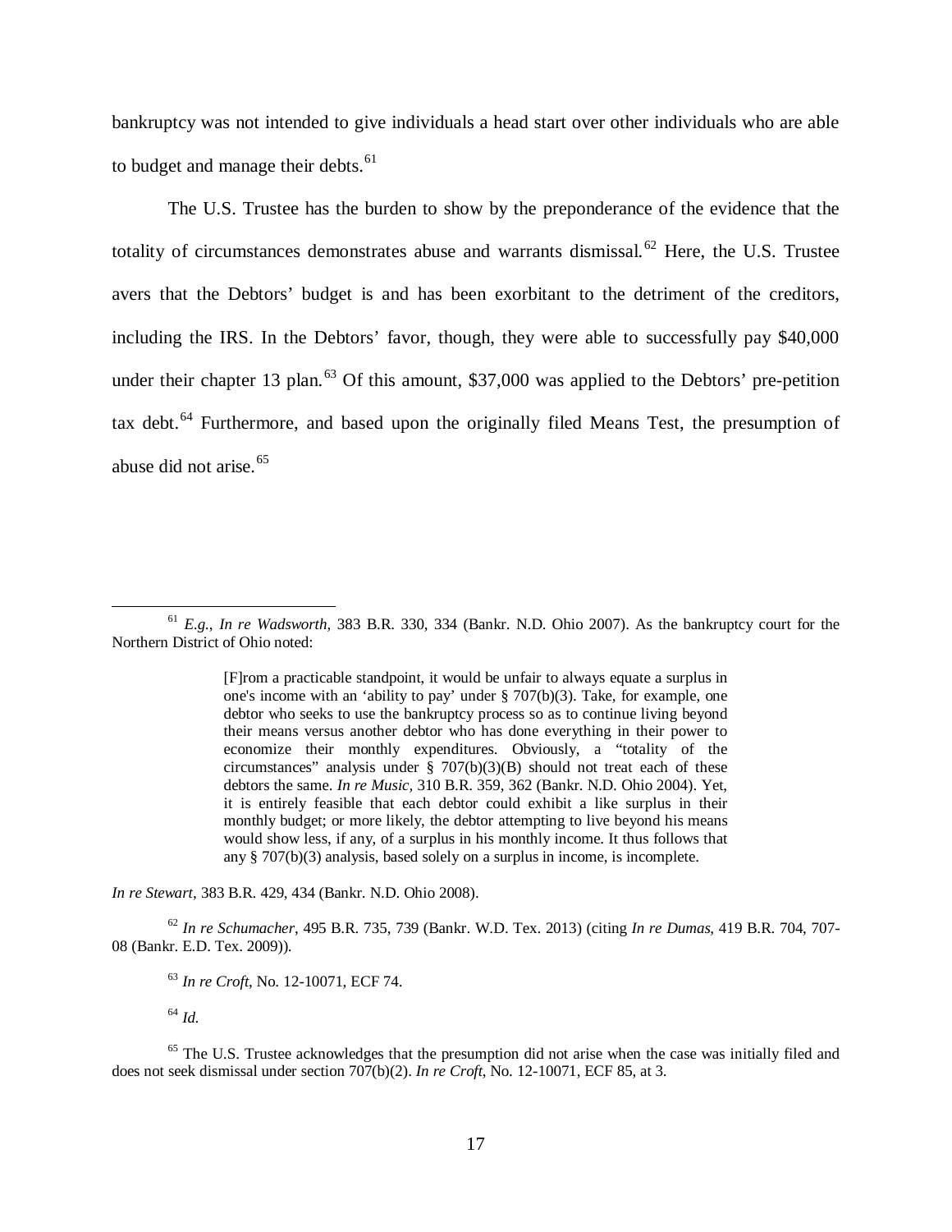bankruptcy was not intended to give individuals a head start over other individuals who are able to budget and manage their debts.[61]

The U.S. Trustee has the burden to show by the preponderance of the evidence that the totality of circumstances demonstrates abuse and warrants dismissal.[62] Here, the U.S. Trustee avers that the Debtors' budget is and has been exorbitant to the detriment of the creditors, including the IRS. In the Debtors' favor, though, they were able to successfully pay $40,000 under their chapter 13 plan.[63] Of this amount, $37,000 was applied to the Debtors' pre-petition tax debt.[64] Furthermore, and based upon the originally filed Means Test, the presumption of abuse did not arise.[65]

---

[61] *E.g.*, *In re Wadsworth*, 383 B.R. 330, 334 (Bankr. N.D. Ohio 2007). As the bankruptcy court for the Northern District of Ohio noted:

> [F]rom a practicable standpoint, it would be unfair to always equate a surplus in one's income with an 'ability to pay' under § 707(b)(3). Take, for example, one debtor who seeks to use the bankruptcy process so as to continue living beyond their means versus another debtor who has done everything in their power to economize their monthly expenditures. Obviously, a "totality of the circumstances" analysis under § 707(b)(3)(B) should not treat each of these debtors the same. *In re Music*, 310 B.R. 359, 362 (Bankr. N.D. Ohio 2004). Yet, it is entirely feasible that each debtor could exhibit a like surplus in their monthly budget; or more likely, the debtor attempting to live beyond his means would show less, if any, of a surplus in his monthly income. It thus follows that any § 707(b)(3) analysis, based solely on a surplus in income, is incomplete.

*In re Stewart*, 383 B.R. 429, 434 (Bankr. N.D. Ohio 2008).

[62] *In re Schumacher*, 495 B.R. 735, 739 (Bankr. W.D. Tex. 2013) (citing *In re Dumas*, 419 B.R. 704, 707-08 (Bankr. E.D. Tex. 2009)).

[63] *In re Croft*, No. 12-10071, ECF 74.

[64] *Id.*

[65] The U.S. Trustee acknowledges that the presumption did not arise when the case was initially filed and does not seek dismissal under section 707(b)(2). *In re Croft*, No. 12-10071, ECF 85, at 3.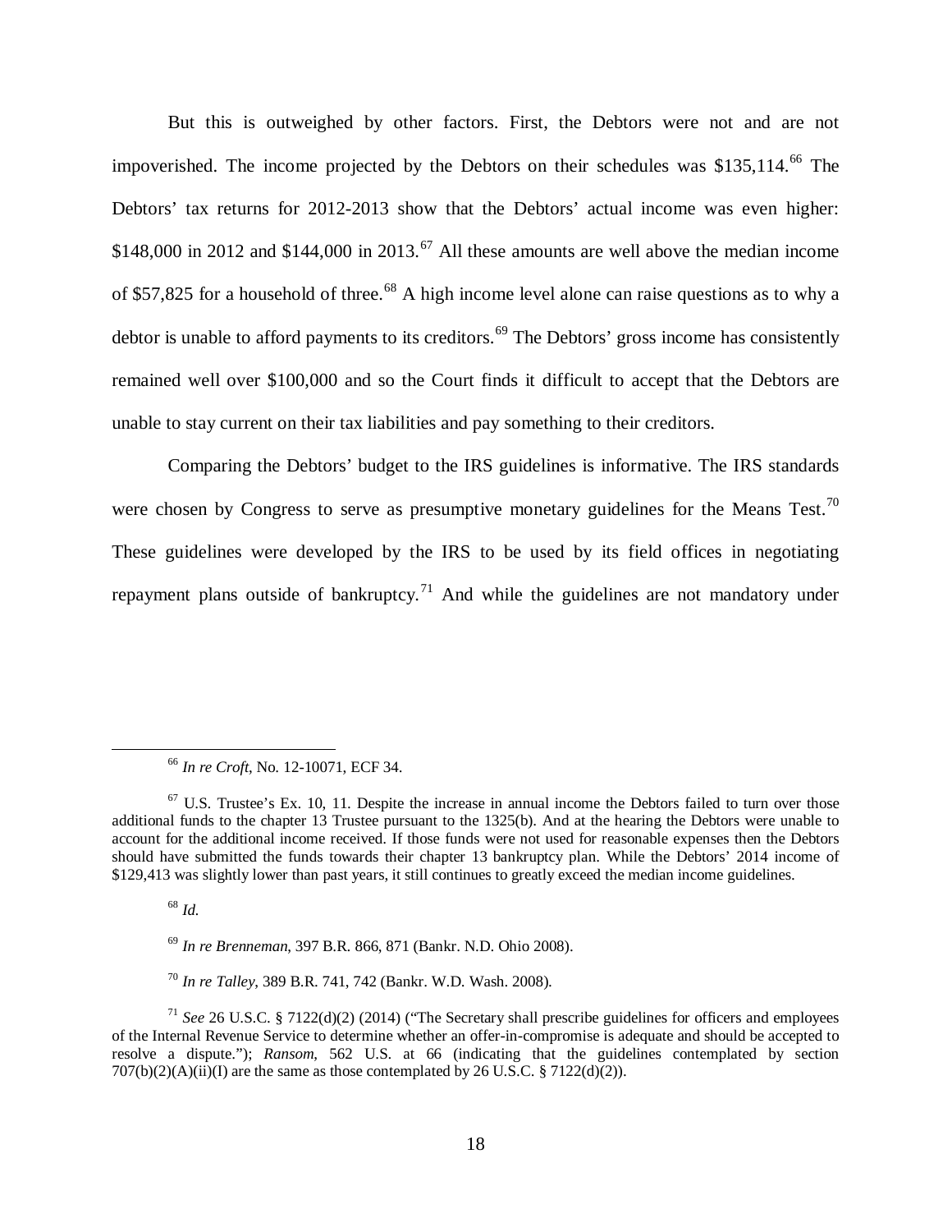But this is outweighed by other factors. First, the Debtors were not and are not impoverished. The income projected by the Debtors on their schedules was $135,114.[66] The Debtors' tax returns for 2012-2013 show that the Debtors' actual income was even higher: $148,000 in 2012 and $144,000 in 2013.[67] All these amounts are well above the median income of $57,825 for a household of three.[68] A high income level alone can raise questions as to why a debtor is unable to afford payments to its creditors.[69] The Debtors' gross income has consistently remained well over $100,000 and so the Court finds it difficult to accept that the Debtors are unable to stay current on their tax liabilities and pay something to their creditors.

Comparing the Debtors' budget to the IRS guidelines is informative. The IRS standards were chosen by Congress to serve as presumptive monetary guidelines for the Means Test.[70] These guidelines were developed by the IRS to be used by its field offices in negotiating repayment plans outside of bankruptcy.[71] And while the guidelines are not mandatory under

---

[66] *In re Croft*, No. 12-10071, ECF 34.

[67] U.S. Trustee's Ex. 10, 11. Despite the increase in annual income the Debtors failed to turn over those additional funds to the chapter 13 Trustee pursuant to the 1325(b). And at the hearing the Debtors were unable to account for the additional income received. If those funds were not used for reasonable expenses then the Debtors should have submitted the funds towards their chapter 13 bankruptcy plan. While the Debtors' 2014 income of $129,413 was slightly lower than past years, it still continues to greatly exceed the median income guidelines.

[68] *Id.*

[69] *In re Brenneman*, 397 B.R. 866, 871 (Bankr. N.D. Ohio 2008).

[70] *In re Talley*, 389 B.R. 741, 742 (Bankr. W.D. Wash. 2008).

[71] *See* 26 U.S.C. § 7122(d)(2) (2014) ("The Secretary shall prescribe guidelines for officers and employees of the Internal Revenue Service to determine whether an offer-in-compromise is adequate and should be accepted to resolve a dispute."); *Ransom*, 562 U.S. at 66 (indicating that the guidelines contemplated by section 707(b)(2)(A)(ii)(I) are the same as those contemplated by 26 U.S.C. § 7122(d)(2)).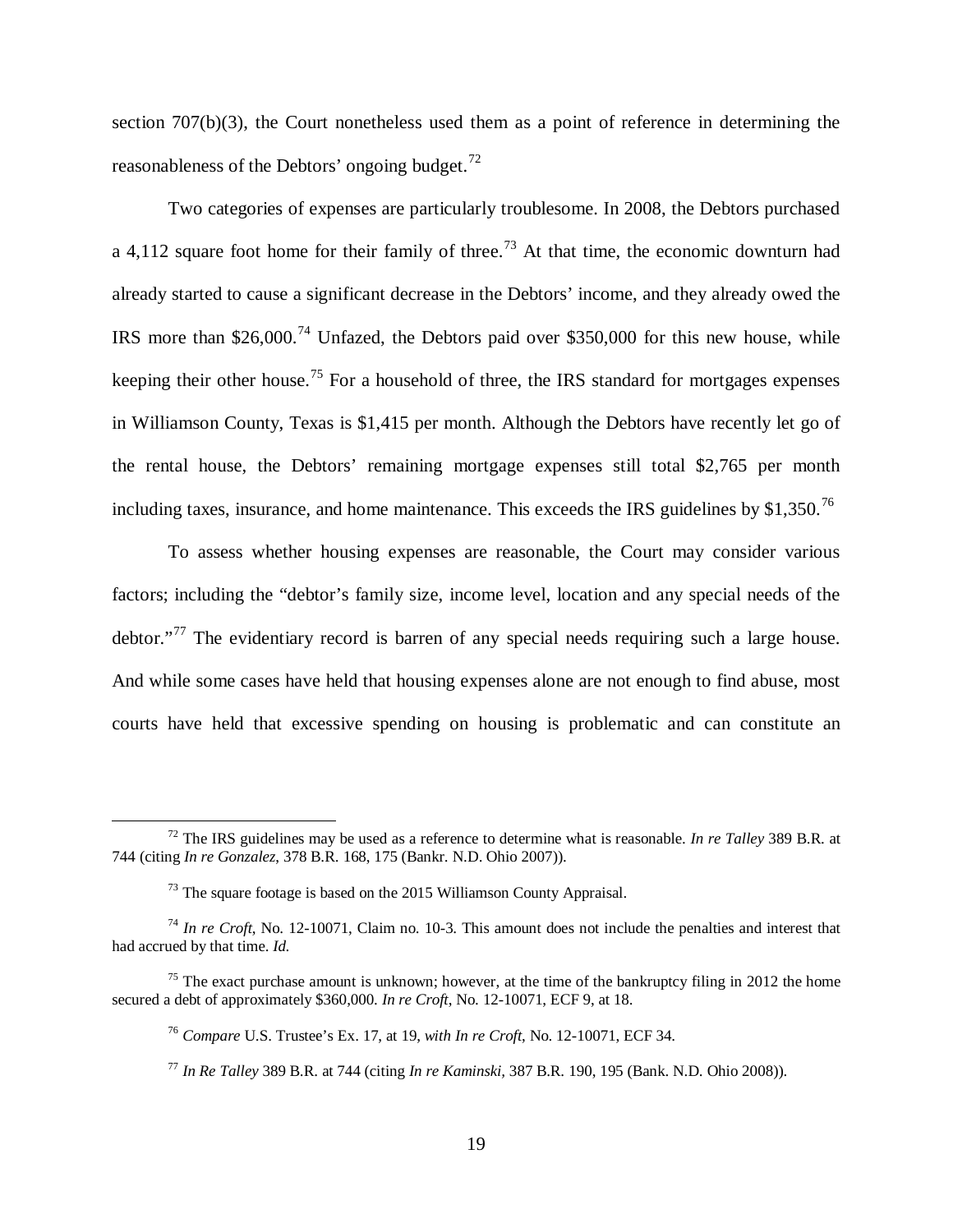section 707(b)(3), the Court nonetheless used them as a point of reference in determining the reasonableness of the Debtors' ongoing budget.[72]

Two categories of expenses are particularly troublesome. In 2008, the Debtors purchased a 4,112 square foot home for their family of three.[73] At that time, the economic downturn had already started to cause a significant decrease in the Debtors' income, and they already owed the IRS more than $26,000.[74] Unfazed, the Debtors paid over $350,000 for this new house, while keeping their other house.[75] For a household of three, the IRS standard for mortgages expenses in Williamson County, Texas is $1,415 per month. Although the Debtors have recently let go of the rental house, the Debtors' remaining mortgage expenses still total $2,765 per month including taxes, insurance, and home maintenance. This exceeds the IRS guidelines by $1,350.[76]

To assess whether housing expenses are reasonable, the Court may consider various factors; including the "debtor's family size, income level, location and any special needs of the debtor."[77] The evidentiary record is barren of any special needs requiring such a large house. And while some cases have held that housing expenses alone are not enough to find abuse, most courts have held that excessive spending on housing is problematic and can constitute an

---

[72] The IRS guidelines may be used as a reference to determine what is reasonable. *In re Talley* 389 B.R. at 744 (citing *In re Gonzalez*, 378 B.R. 168, 175 (Bankr. N.D. Ohio 2007)).

[73] The square footage is based on the 2015 Williamson County Appraisal.

[74] *In re Croft*, No. 12-10071, Claim no. 10-3. This amount does not include the penalties and interest that had accrued by that time. *Id.*

[75] The exact purchase amount is unknown; however, at the time of the bankruptcy filing in 2012 the home secured a debt of approximately $360,000. *In re Croft*, No. 12-10071, ECF 9, at 18.

[76] *Compare* U.S. Trustee's Ex. 17, at 19, *with In re Croft*, No. 12-10071, ECF 34.

[77] *In Re Talley* 389 B.R. at 744 (citing *In re Kaminski*, 387 B.R. 190, 195 (Bank. N.D. Ohio 2008)).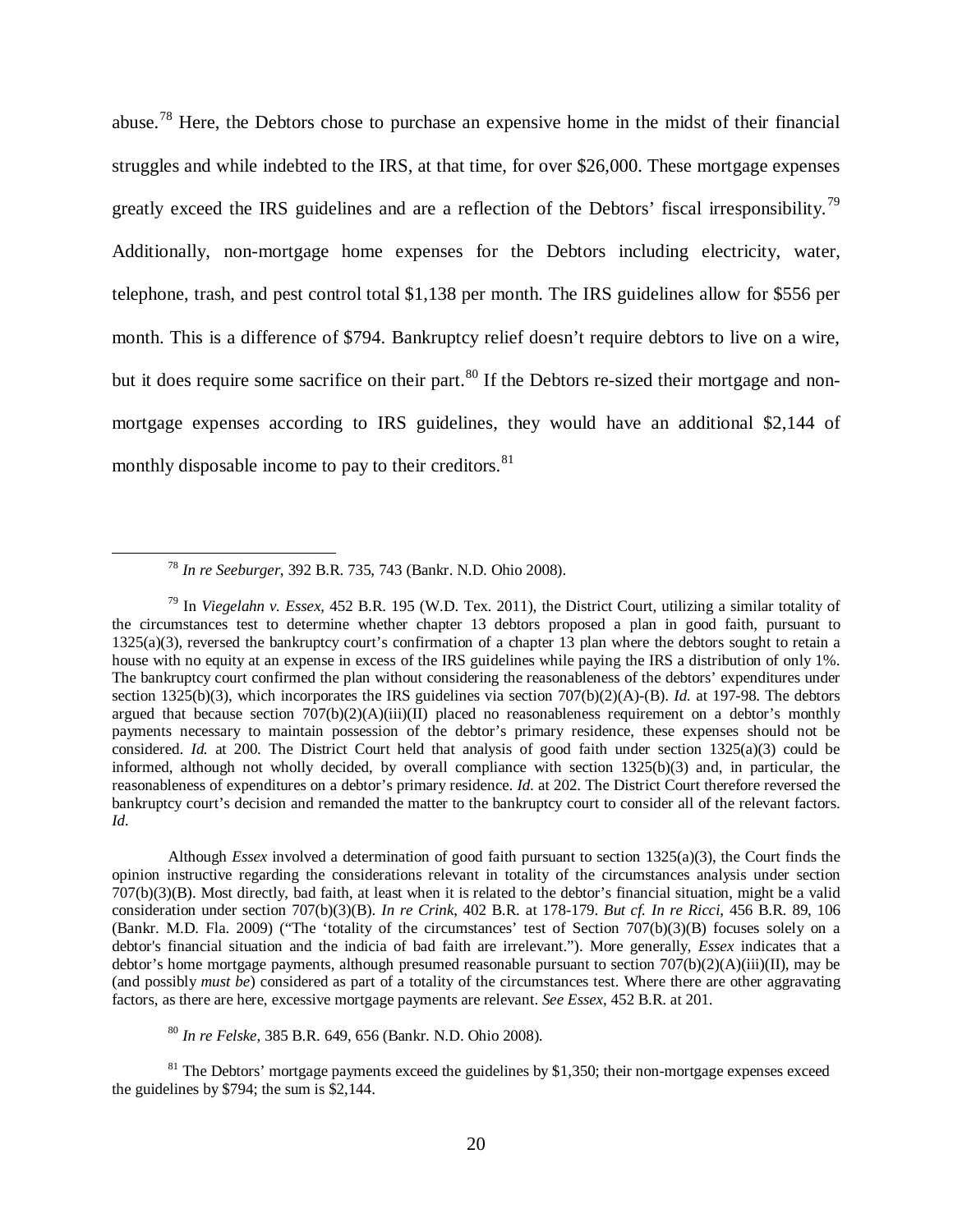abuse.[78] Here, the Debtors chose to purchase an expensive home in the midst of their financial struggles and while indebted to the IRS, at that time, for over $26,000. These mortgage expenses greatly exceed the IRS guidelines and are a reflection of the Debtors' fiscal irresponsibility.[79] Additionally, non-mortgage home expenses for the Debtors including electricity, water, telephone, trash, and pest control total $1,138 per month. The IRS guidelines allow for $556 per month. This is a difference of $794. Bankruptcy relief doesn't require debtors to live on a wire, but it does require some sacrifice on their part.[80] If the Debtors re-sized their mortgage and non-mortgage expenses according to IRS guidelines, they would have an additional $2,144 of monthly disposable income to pay to their creditors.[81]

---

[78] *In re Seeburger*, 392 B.R. 735, 743 (Bankr. N.D. Ohio 2008).

[79] In *Viegelahn v. Essex*, 452 B.R. 195 (W.D. Tex. 2011), the District Court, utilizing a similar totality of the circumstances test to determine whether chapter 13 debtors proposed a plan in good faith, pursuant to 1325(a)(3), reversed the bankruptcy court's confirmation of a chapter 13 plan where the debtors sought to retain a house with no equity at an expense in excess of the IRS guidelines while paying the IRS a distribution of only 1%. The bankruptcy court confirmed the plan without considering the reasonableness of the debtors' expenditures under section 1325(b)(3), which incorporates the IRS guidelines via section 707(b)(2)(A)-(B). *Id.* at 197-98. The debtors argued that because section 707(b)(2)(A)(iii)(II) placed no reasonableness requirement on a debtor's monthly payments necessary to maintain possession of the debtor's primary residence, these expenses should not be considered. *Id.* at 200. The District Court held that analysis of good faith under section 1325(a)(3) could be informed, although not wholly decided, by overall compliance with section 1325(b)(3) and, in particular, the reasonableness of expenditures on a debtor's primary residence. *Id.* at 202. The District Court therefore reversed the bankruptcy court's decision and remanded the matter to the bankruptcy court to consider all of the relevant factors. *Id.*

Although *Essex* involved a determination of good faith pursuant to section 1325(a)(3), the Court finds the opinion instructive regarding the considerations relevant in totality of the circumstances analysis under section 707(b)(3)(B). Most directly, bad faith, at least when it is related to the debtor's financial situation, might be a valid consideration under section 707(b)(3)(B). *In re Crink*, 402 B.R. at 178-179. *But cf. In re Ricci*, 456 B.R. 89, 106 (Bankr. M.D. Fla. 2009) ("The 'totality of the circumstances' test of Section 707(b)(3)(B) focuses solely on a debtor's financial situation and the indicia of bad faith are irrelevant."). More generally, *Essex* indicates that a debtor's home mortgage payments, although presumed reasonable pursuant to section 707(b)(2)(A)(iii)(II), may be (and possibly *must be*) considered as part of a totality of the circumstances test. Where there are other aggravating factors, as there are here, excessive mortgage payments are relevant. *See Essex*, 452 B.R. at 201.

[80] *In re Felske*, 385 B.R. 649, 656 (Bankr. N.D. Ohio 2008).

[81] The Debtors' mortgage payments exceed the guidelines by $1,350; their non-mortgage expenses exceed the guidelines by $794; the sum is $2,144.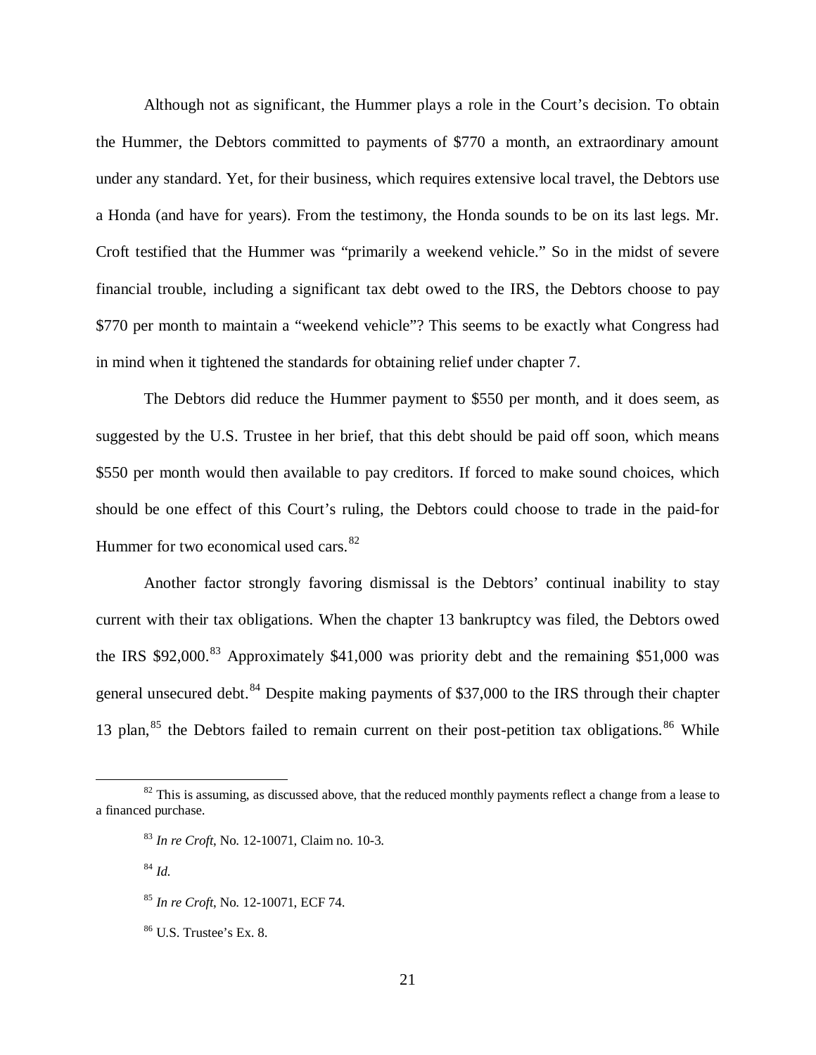Although not as significant, the Hummer plays a role in the Court's decision. To obtain the Hummer, the Debtors committed to payments of $770 a month, an extraordinary amount under any standard. Yet, for their business, which requires extensive local travel, the Debtors use a Honda (and have for years). From the testimony, the Honda sounds to be on its last legs. Mr. Croft testified that the Hummer was "primarily a weekend vehicle." So in the midst of severe financial trouble, including a significant tax debt owed to the IRS, the Debtors choose to pay $770 per month to maintain a "weekend vehicle"? This seems to be exactly what Congress had in mind when it tightened the standards for obtaining relief under chapter 7.

The Debtors did reduce the Hummer payment to $550 per month, and it does seem, as suggested by the U.S. Trustee in her brief, that this debt should be paid off soon, which means $550 per month would then available to pay creditors. If forced to make sound choices, which should be one effect of this Court's ruling, the Debtors could choose to trade in the paid-for Hummer for two economical used cars.[82]

Another factor strongly favoring dismissal is the Debtors' continual inability to stay current with their tax obligations. When the chapter 13 bankruptcy was filed, the Debtors owed the IRS $92,000.[83] Approximately $41,000 was priority debt and the remaining $51,000 was general unsecured debt.[84] Despite making payments of $37,000 to the IRS through their chapter 13 plan,[85] the Debtors failed to remain current on their post-petition tax obligations.[86] While

---

[82] This is assuming, as discussed above, that the reduced monthly payments reflect a change from a lease to a financed purchase.

[83] *In re Croft*, No. 12-10071, Claim no. 10-3.

[84] *Id.*

[85] *In re Croft*, No. 12-10071, ECF 74.

[86] U.S. Trustee's Ex. 8.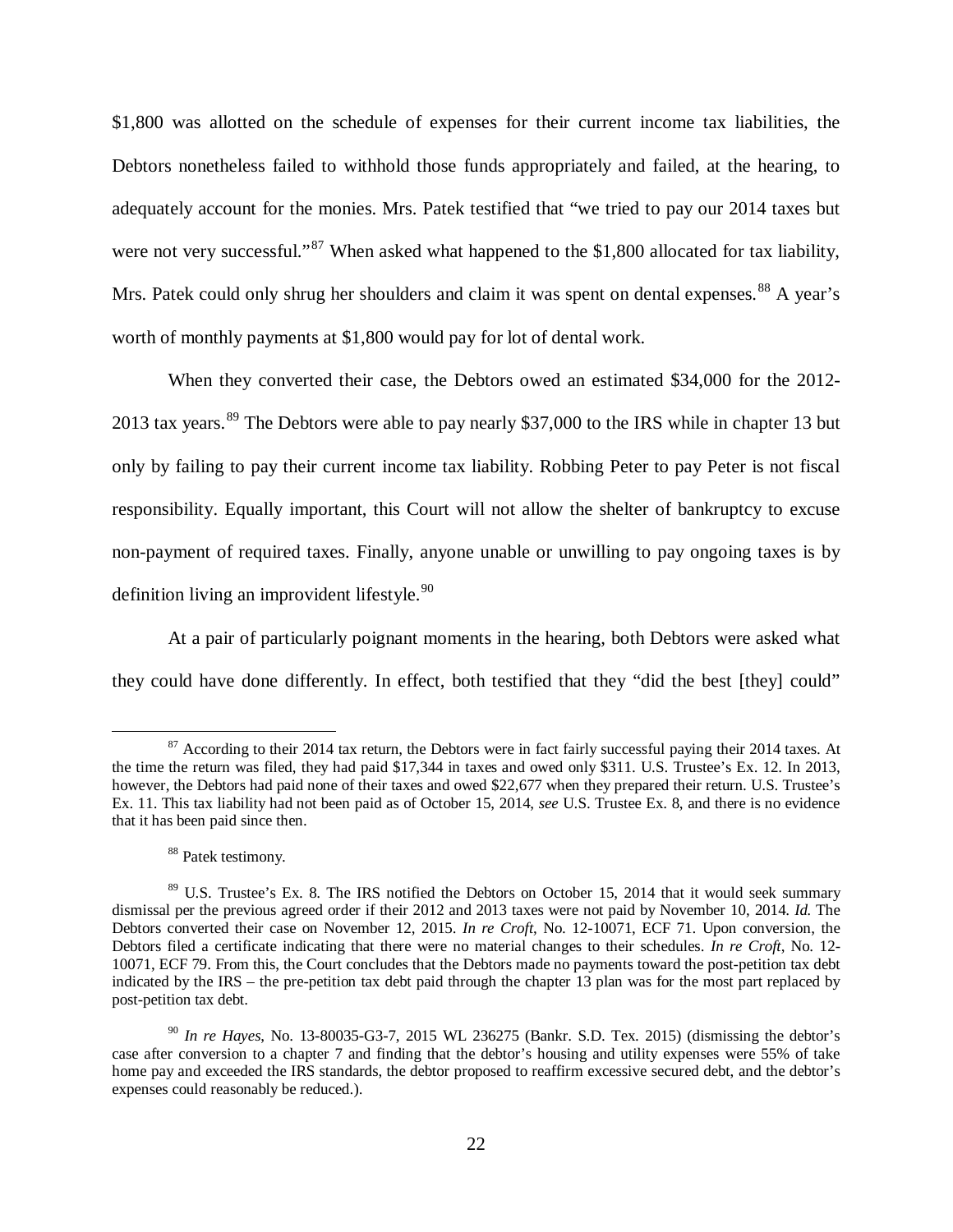$1,800 was allotted on the schedule of expenses for their current income tax liabilities, the Debtors nonetheless failed to withhold those funds appropriately and failed, at the hearing, to adequately account for the monies. Mrs. Patek testified that "we tried to pay our 2014 taxes but were not very successful."[87] When asked what happened to the $1,800 allocated for tax liability, Mrs. Patek could only shrug her shoulders and claim it was spent on dental expenses.[88] A year's worth of monthly payments at $1,800 would pay for lot of dental work.

When they converted their case, the Debtors owed an estimated $34,000 for the 2012-2013 tax years.[89] The Debtors were able to pay nearly $37,000 to the IRS while in chapter 13 but only by failing to pay their current income tax liability. Robbing Peter to pay Peter is not fiscal responsibility. Equally important, this Court will not allow the shelter of bankruptcy to excuse non-payment of required taxes. Finally, anyone unable or unwilling to pay ongoing taxes is by definition living an improvident lifestyle.[90]

At a pair of particularly poignant moments in the hearing, both Debtors were asked what they could have done differently. In effect, both testified that they "did the best [they] could"

---

[87] According to their 2014 tax return, the Debtors were in fact fairly successful paying their 2014 taxes. At the time the return was filed, they had paid $17,344 in taxes and owed only $311. U.S. Trustee's Ex. 12. In 2013, however, the Debtors had paid none of their taxes and owed $22,677 when they prepared their return. U.S. Trustee's Ex. 11. This tax liability had not been paid as of October 15, 2014, *see* U.S. Trustee Ex. 8, and there is no evidence that it has been paid since then.

[88] Patek testimony.

[89] U.S. Trustee's Ex. 8. The IRS notified the Debtors on October 15, 2014 that it would seek summary dismissal per the previous agreed order if their 2012 and 2013 taxes were not paid by November 10, 2014. *Id.* The Debtors converted their case on November 12, 2015. *In re Croft*, No. 12-10071, ECF 71. Upon conversion, the Debtors filed a certificate indicating that there were no material changes to their schedules. *In re Croft*, No. 12-10071, ECF 79. From this, the Court concludes that the Debtors made no payments toward the post-petition tax debt indicated by the IRS – the pre-petition tax debt paid through the chapter 13 plan was for the most part replaced by post-petition tax debt.

[90] *In re Hayes*, No. 13-80035-G3-7, 2015 WL 236275 (Bankr. S.D. Tex. 2015) (dismissing the debtor's case after conversion to a chapter 7 and finding that the debtor's housing and utility expenses were 55% of take home pay and exceeded the IRS standards, the debtor proposed to reaffirm excessive secured debt, and the debtor's expenses could reasonably be reduced.).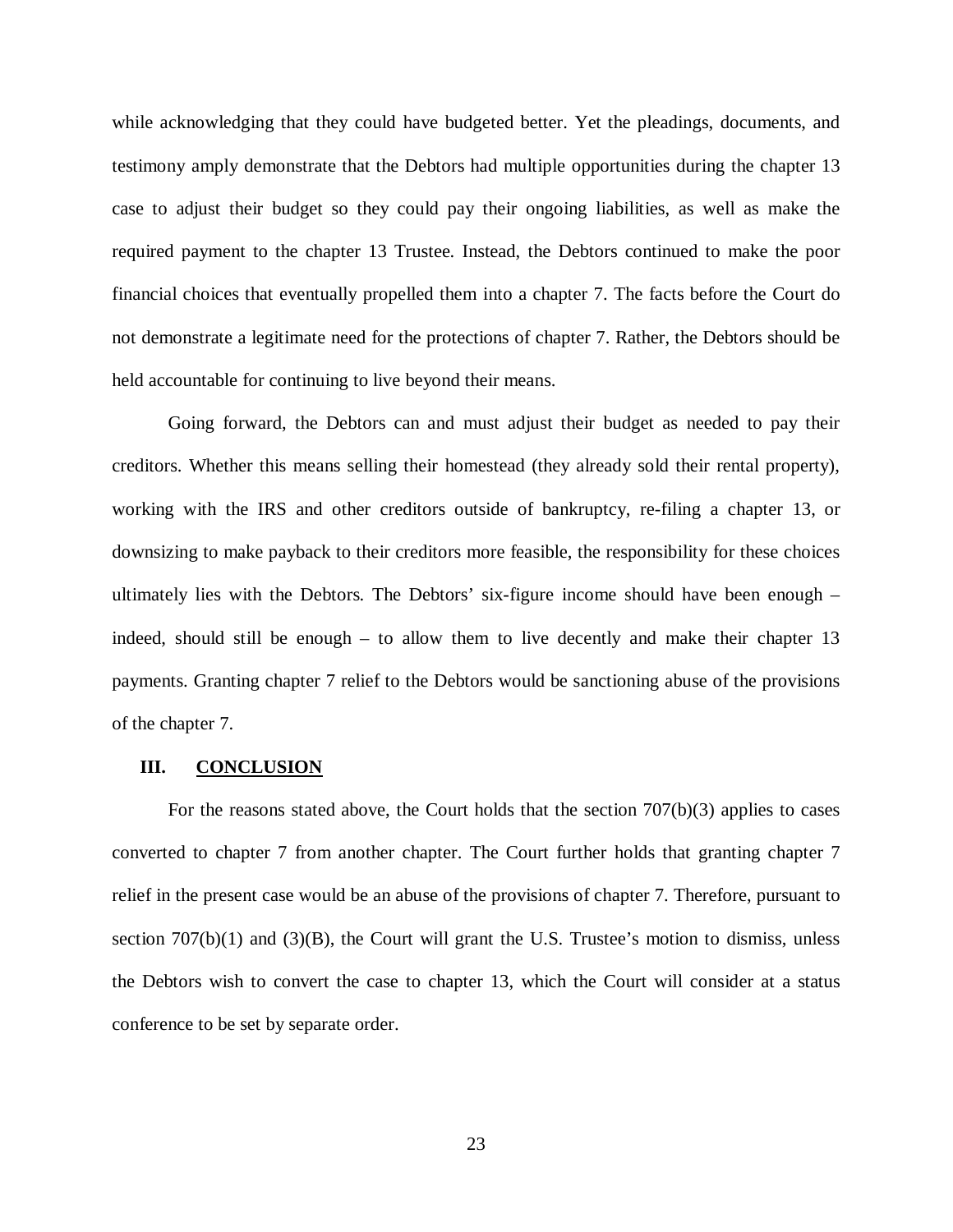while acknowledging that they could have budgeted better. Yet the pleadings, documents, and testimony amply demonstrate that the Debtors had multiple opportunities during the chapter 13 case to adjust their budget so they could pay their ongoing liabilities, as well as make the required payment to the chapter 13 Trustee. Instead, the Debtors continued to make the poor financial choices that eventually propelled them into a chapter 7. The facts before the Court do not demonstrate a legitimate need for the protections of chapter 7. Rather, the Debtors should be held accountable for continuing to live beyond their means.

Going forward, the Debtors can and must adjust their budget as needed to pay their creditors. Whether this means selling their homestead (they already sold their rental property), working with the IRS and other creditors outside of bankruptcy, re-filing a chapter 13, or downsizing to make payback to their creditors more feasible, the responsibility for these choices ultimately lies with the Debtors. The Debtors' six-figure income should have been enough – indeed, should still be enough – to allow them to live decently and make their chapter 13 payments. Granting chapter 7 relief to the Debtors would be sanctioning abuse of the provisions of the chapter 7.

## III. <u>CONCLUSION</u>

For the reasons stated above, the Court holds that the section 707(b)(3) applies to cases converted to chapter 7 from another chapter. The Court further holds that granting chapter 7 relief in the present case would be an abuse of the provisions of chapter 7. Therefore, pursuant to section 707(b)(1) and (3)(B), the Court will grant the U.S. Trustee's motion to dismiss, unless the Debtors wish to convert the case to chapter 13, which the Court will consider at a status conference to be set by separate order.